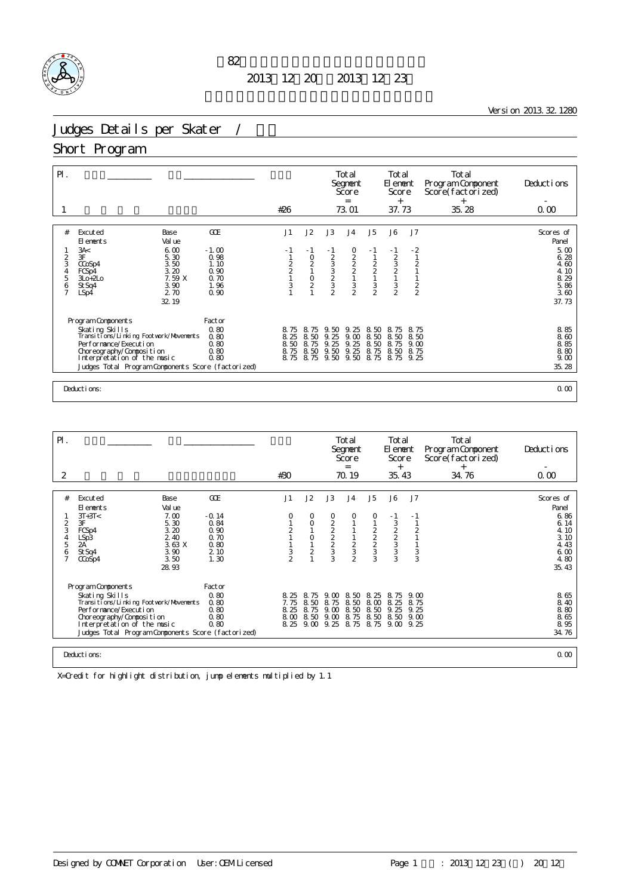第82回全日本フィギュアスケート選手権大会

2013年12月20日～2013年12月23日

Version 2013.32.1280

# Judges Details per Skater / 女子

## Short Program

| Pl. | Name | Nation | StN. | Total Segment Score = | Total Element Score + | Total Program Component Score (factorized) + | Deductions - |
|---|---|---|---|---|---|---|---|
| 1 | | | #26 | 73.01 | 37.73 | 35.28 | 0.00 |

| # | Excuted Elements | Base Value | GOE | J1 | J2 | J3 | J4 | J5 | J6 | J7 | Scores of Panel |
|---|---|---|---|---|---|---|---|---|---|---|---|
| 1 | 3A< | 6.00 | -1.00 | -1 | -1 | -1 | 0 | -1 | -1 | -2 | 5.00 |
| 2 | 3F | 5.30 | 0.98 | 1 | 0 | 2 | 2 | 1 | 2 | 1 | 6.28 |
| 3 | CCoSp4 | 3.50 | 1.10 | 2 | 2 | 3 | 2 | 2 | 3 | 2 | 4.60 |
| 4 | FCSp4 | 3.20 | 0.90 | 2 | 1 | 3 | 2 | 2 | 2 | 1 | 4.10 |
| 5 | 3Lo+2Lo | 7.59 X | 0.70 | 1 | 0 | 2 | 1 | 1 | 1 | 1 | 8.29 |
| 6 | StSq4 | 3.90 | 1.96 | 3 | 2 | 3 | 3 | 3 | 3 | 2 | 5.86 |
| 7 | LSp4 | 2.70 | 0.90 | 1 | 1 | 2 | 2 | 2 | 2 | 2 | 3.60 |
| | | 32.19 | | | | | | | | | 37.73 |

| Program Components | Factor | J1 | J2 | J3 | J4 | J5 | J6 | J7 | |
|---|---|---|---|---|---|---|---|---|---|
| Skating Skills | 0.80 | 8.75 | 8.75 | 9.50 | 9.25 | 8.50 | 8.75 | 8.75 | 8.85 |
| Transitions/Linking Footwork/Movements | 0.80 | 8.25 | 8.50 | 9.25 | 9.00 | 8.50 | 8.50 | 8.50 | 8.60 |
| Performance/Execution | 0.80 | 8.50 | 8.75 | 9.25 | 9.25 | 8.50 | 8.75 | 9.00 | 8.85 |
| Choreography/Composition | 0.80 | 8.75 | 8.50 | 9.50 | 9.25 | 8.75 | 8.50 | 8.75 | 8.80 |
| Interpretation of the music | 0.80 | 8.75 | 8.75 | 9.50 | 9.50 | 8.75 | 8.75 | 9.25 | 9.00 |
| Judges Total Program Components Score (factorized) | | | | | | | | | 35.28 |

Deductions: 0.00

| Pl. | Name | Nation | StN. | Total Segment Score = | Total Element Score + | Total Program Component Score (factorized) + | Deductions - |
|---|---|---|---|---|---|---|---|
| 2 | | | #30 | 70.19 | 35.43 | 34.76 | 0.00 |

| # | Excuted Elements | Base Value | GOE | J1 | J2 | J3 | J4 | J5 | J6 | J7 | Scores of Panel |
|---|---|---|---|---|---|---|---|---|---|---|---|
| 1 | 3T+3T< | 7.00 | -0.14 | 0 | 0 | 0 | 0 | 0 | -1 | -1 | 6.86 |
| 2 | 3F | 5.30 | 0.84 | 1 | 0 | 2 | 1 | 1 | 3 | 1 | 6.14 |
| 3 | FCSp4 | 3.20 | 0.90 | 2 | 1 | 2 | 1 | 2 | 2 | 2 | 4.10 |
| 4 | LSp3 | 2.40 | 0.70 | 1 | 0 | 2 | 1 | 2 | 2 | 1 | 3.10 |
| 5 | 2A | 3.63 X | 0.80 | 1 | 1 | 2 | 2 | 2 | 3 | 1 | 4.43 |
| 6 | StSq4 | 3.90 | 2.10 | 3 | 2 | 3 | 3 | 3 | 3 | 3 | 6.00 |
| 7 | CCoSp4 | 3.50 | 1.30 | 2 | 1 | 3 | 2 | 3 | 3 | 3 | 4.80 |
| | | 28.93 | | | | | | | | | 35.43 |

| Program Components | Factor | J1 | J2 | J3 | J4 | J5 | J6 | J7 | |
|---|---|---|---|---|---|---|---|---|---|
| Skating Skills | 0.80 | 8.25 | 8.75 | 9.00 | 8.50 | 8.25 | 8.75 | 9.00 | 8.65 |
| Transitions/Linking Footwork/Movements | 0.80 | 7.75 | 8.50 | 8.75 | 8.50 | 8.00 | 8.25 | 8.75 | 8.40 |
| Performance/Execution | 0.80 | 8.25 | 8.75 | 9.00 | 8.50 | 8.50 | 9.25 | 9.25 | 8.80 |
| Choreography/Composition | 0.80 | 8.00 | 8.50 | 9.00 | 8.75 | 8.50 | 8.50 | 9.00 | 8.65 |
| Interpretation of the music | 0.80 | 8.25 | 9.00 | 9.25 | 8.75 | 8.75 | 9.00 | 9.25 | 8.95 |
| Judges Total Program Components Score (factorized) | | | | | | | | | 34.76 |

Deductions: 0.00

X=Credit for highlight distribution, jump elements multiplied by 1.1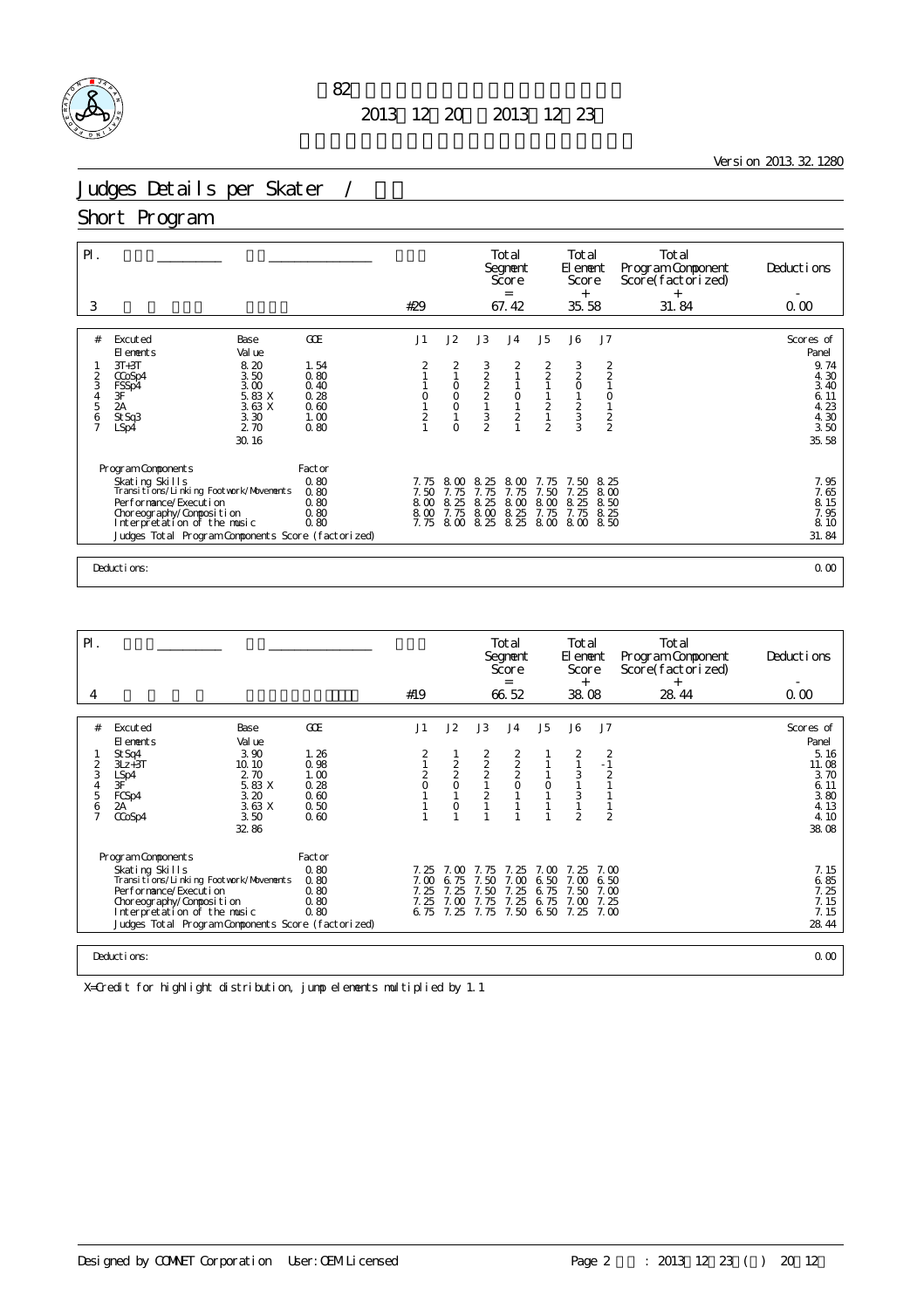第82回全日本フィギュアスケート選手権大会

2013年12月20日～2013年12月23日

Version 2013.32.1280

# Judges Details per Skater / 採点詳細

## Short Program

| Pl. | | | | Total Segment Score = | Total Element Score + | Total Program Component Score (factorized) + | Deductions - |
|---|---|---|---|---|---|---|---|
| 3 | | | #29 | 67.42 | 35.58 | 31.84 | 0.00 |

| # | Excuted Elements | Base Value | | GOE | J1 | J2 | J3 | J4 | J5 | J6 | J7 | Scores of Panel |
|---|---|---|---|---|---|---|---|---|---|---|---|---|
| 1 | 3T+3T | 8.20 | | 1.54 | 2 | 2 | 3 | 2 | 2 | 3 | 2 | 9.74 |
| 2 | CCoSp4 | 3.50 | | 0.80 | 1 | 1 | 2 | 1 | 2 | 2 | 2 | 4.30 |
| 3 | FSSp4 | 3.00 | | 0.40 | 1 | 0 | 2 | 1 | 1 | 0 | 1 | 3.40 |
| 4 | 3F | 5.83 | X | 0.28 | 0 | 0 | 2 | 0 | 1 | 1 | 0 | 6.11 |
| 5 | 2A | 3.63 | X | 0.60 | 1 | 0 | 1 | 1 | 2 | 2 | 1 | 4.23 |
| 6 | StSq3 | 3.30 | | 1.00 | 2 | 1 | 3 | 2 | 1 | 3 | 2 | 4.30 |
| 7 | LSp4 | 2.70 | | 0.80 | 1 | 0 | 2 | 1 | 2 | 3 | 2 | 3.50 |
| | | 30.16 | | | | | | | | | | 35.58 |

| Program Components | Factor | J1 | J2 | J3 | J4 | J5 | J6 | J7 | |
|---|---|---|---|---|---|---|---|---|---|
| Skating Skills | 0.80 | 7.75 | 8.00 | 8.25 | 8.00 | 7.75 | 7.50 | 8.25 | 7.95 |
| Transitions/Linking Footwork/Movements | 0.80 | 7.50 | 7.75 | 7.75 | 7.75 | 7.50 | 7.25 | 8.00 | 7.65 |
| Performance/Execution | 0.80 | 8.00 | 8.25 | 8.25 | 8.00 | 8.00 | 8.25 | 8.50 | 8.15 |
| Choreography/Composition | 0.80 | 8.00 | 7.75 | 8.00 | 8.25 | 7.75 | 7.75 | 8.25 | 7.95 |
| Interpretation of the music | 0.80 | 7.75 | 8.00 | 8.25 | 8.25 | 8.00 | 8.00 | 8.50 | 8.10 |
| Judges Total Program Components Score (factorized) | | | | | | | | | 31.84 |

Deductions: 0.00

| Pl. | | | | Total Segment Score = | Total Element Score + | Total Program Component Score (factorized) + | Deductions - |
|---|---|---|---|---|---|---|---|
| 4 | | | #19 | 66.52 | 38.08 | 28.44 | 0.00 |

| # | Excuted Elements | Base Value | | GOE | J1 | J2 | J3 | J4 | J5 | J6 | J7 | Scores of Panel |
|---|---|---|---|---|---|---|---|---|---|---|---|---|
| 1 | StSq4 | 3.90 | | 1.26 | 2 | 1 | 2 | 2 | 1 | 2 | 2 | 5.16 |
| 2 | 3Lz+3T | 10.10 | | 0.98 | 1 | 2 | 2 | 2 | 1 | 1 | -1 | 11.08 |
| 3 | LSp4 | 2.70 | | 1.00 | 2 | 2 | 2 | 2 | 1 | 3 | 2 | 3.70 |
| 4 | 3F | 5.83 | X | 0.28 | 0 | 0 | 1 | 0 | 0 | 1 | 1 | 6.11 |
| 5 | FCSp4 | 3.20 | | 0.60 | 1 | 1 | 2 | 1 | 1 | 3 | 1 | 3.80 |
| 6 | 2A | 3.63 | X | 0.50 | 1 | 0 | 1 | 1 | 1 | 1 | 1 | 4.13 |
| 7 | CCoSp4 | 3.50 | | 0.60 | 1 | 1 | 1 | 1 | 1 | 2 | 2 | 4.10 |
| | | 32.86 | | | | | | | | | | 38.08 |

| Program Components | Factor | J1 | J2 | J3 | J4 | J5 | J6 | J7 | |
|---|---|---|---|---|---|---|---|---|---|
| Skating Skills | 0.80 | 7.25 | 7.00 | 7.75 | 7.25 | 7.00 | 7.25 | 7.00 | 7.15 |
| Transitions/Linking Footwork/Movements | 0.80 | 7.00 | 6.75 | 7.50 | 7.00 | 6.50 | 7.00 | 6.50 | 6.85 |
| Performance/Execution | 0.80 | 7.25 | 7.25 | 7.50 | 7.25 | 6.75 | 7.50 | 7.00 | 7.25 |
| Choreography/Composition | 0.80 | 7.25 | 7.00 | 7.75 | 7.25 | 6.75 | 7.00 | 7.25 | 7.15 |
| Interpretation of the music | 0.80 | 6.75 | 7.25 | 7.75 | 7.50 | 6.50 | 7.25 | 7.00 | 7.15 |
| Judges Total Program Components Score (factorized) | | | | | | | | | 28.44 |

Deductions: 0.00

X=Credit for highlight distribution, jump elements multiplied by 1.1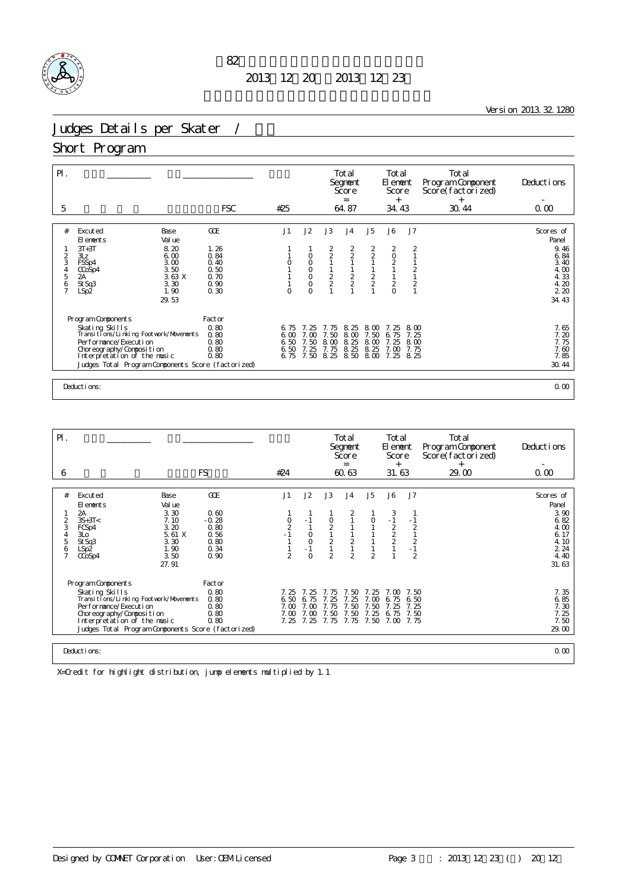# 第82回全日本フィギュアスケート選手権大会

2013年12月20日～2013年12月23日

Version 2013.32.1280

## Judges Details per Skater / 採点詳細

## Short Program

| Pl. | | | | Total Segment Score = | Total Element Score + | Total Program Component Score(factorized) + | Deductions - |
|---|---|---|---|---|---|---|---|
| 5 | | FSC | #25 | 64.87 | 34.43 | 30.44 | 0.00 |

| # | Excuted Elements | Base Value | GOE | J1 | J2 | J3 | J4 | J5 | J6 | J7 | Scores of Panel |
|---|---|---|---|---|---|---|---|---|---|---|---|
| 1 | 3T+3T | 8.20 | 1.26 | 1 | 1 | 2 | 2 | 2 | 2 | 2 | 9.46 |
| 2 | 3Lz | 6.00 | 0.84 | 1 | 0 | 2 | 2 | 2 | 0 | 1 | 6.84 |
| 3 | FSSp4 | 3.00 | 0.40 | 0 | 0 | 1 | 1 | 1 | 2 | 1 | 3.40 |
| 4 | CCoSp4 | 3.50 | 0.50 | 1 | 0 | 1 | 1 | 1 | 1 | 2 | 4.00 |
| 5 | 2A | 3.63 X | 0.70 | 1 | 0 | 2 | 2 | 2 | 1 | 1 | 4.33 |
| 6 | StSq3 | 3.30 | 0.90 | 1 | 0 | 2 | 2 | 2 | 2 | 2 | 4.20 |
| 7 | LSp2 | 1.90 | 0.30 | 0 | 0 | 1 | 1 | 1 | 0 | 1 | 2.20 |
| | | 29.53 | | | | | | | | | 34.43 |

| Program Components | Factor | J1 | J2 | J3 | J4 | J5 | J6 | J7 | |
|---|---|---|---|---|---|---|---|---|---|
| Skating Skills | 0.80 | 6.75 | 7.25 | 7.75 | 8.25 | 8.00 | 7.25 | 8.00 | 7.65 |
| Transitions/Linking Footwork/Movements | 0.80 | 6.00 | 7.00 | 7.50 | 8.00 | 7.50 | 6.75 | 7.25 | 7.20 |
| Performance/Execution | 0.80 | 6.50 | 7.50 | 8.00 | 8.25 | 8.00 | 7.25 | 8.00 | 7.75 |
| Choreography/Composition | 0.80 | 6.50 | 7.25 | 7.75 | 8.25 | 8.25 | 7.00 | 7.75 | 7.60 |
| Interpretation of the music | 0.80 | 6.75 | 7.50 | 8.25 | 8.50 | 8.00 | 7.25 | 8.25 | 7.85 |
| Judges Total Program Components Score (factorized) | | | | | | | | | 30.44 |

Deductions: 0.00

| Pl. | | | | Total Segment Score = | Total Element Score + | Total Program Component Score(factorized) + | Deductions - |
|---|---|---|---|---|---|---|---|
| 6 | | FS | #24 | 60.63 | 31.63 | 29.00 | 0.00 |

| # | Excuted Elements | Base Value | GOE | J1 | J2 | J3 | J4 | J5 | J6 | J7 | Scores of Panel |
|---|---|---|---|---|---|---|---|---|---|---|---|
| 1 | 2A | 3.30 | 0.60 | 1 | 1 | 1 | 2 | 1 | 3 | 1 | 3.90 |
| 2 | 3S+3T< | 7.10 | -0.28 | 0 | -1 | 0 | 1 | 0 | -1 | -1 | 6.82 |
| 3 | FCSp4 | 3.20 | 0.80 | 2 | 1 | 2 | 1 | 1 | 2 | 2 | 4.00 |
| 4 | 3Lo | 5.61 X | 0.56 | -1 | 0 | 1 | 1 | 1 | 2 | 1 | 6.17 |
| 5 | StSq3 | 3.30 | 0.80 | 1 | 0 | 2 | 2 | 1 | 2 | 2 | 4.10 |
| 6 | LSp2 | 1.90 | 0.34 | 1 | -1 | 1 | 1 | 1 | 1 | -1 | 2.24 |
| 7 | CCoSp4 | 3.50 | 0.90 | 2 | 0 | 2 | 2 | 2 | 1 | 2 | 4.40 |
| | | 27.91 | | | | | | | | | 31.63 |

| Program Components | Factor | J1 | J2 | J3 | J4 | J5 | J6 | J7 | |
|---|---|---|---|---|---|---|---|---|---|
| Skating Skills | 0.80 | 7.25 | 7.25 | 7.75 | 7.50 | 7.25 | 7.00 | 7.50 | 7.35 |
| Transitions/Linking Footwork/Movements | 0.80 | 6.50 | 6.75 | 7.25 | 7.25 | 7.00 | 6.75 | 6.50 | 6.85 |
| Performance/Execution | 0.80 | 7.00 | 7.00 | 7.75 | 7.50 | 7.50 | 7.25 | 7.25 | 7.30 |
| Choreography/Composition | 0.80 | 7.00 | 7.00 | 7.50 | 7.50 | 7.25 | 6.75 | 7.50 | 7.25 |
| Interpretation of the music | 0.80 | 7.25 | 7.25 | 7.75 | 7.75 | 7.50 | 7.00 | 7.75 | 7.50 |
| Judges Total Program Components Score (factorized) | | | | | | | | | 29.00 |

Deductions: 0.00

X=Credit for highlight distribution, jump elements multiplied by 1.1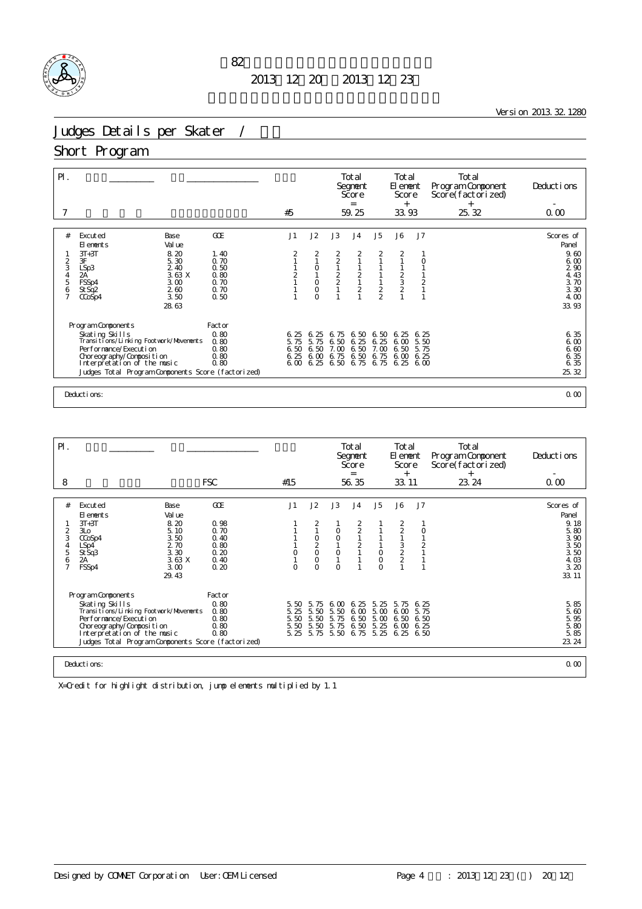# 第82回全日本フィギュアスケート選手権大会

2013年12月20日～2013年12月23日

Version 2013.32.1280

## Judges Details per Skater / 男子

## Short Program

| Pl. | | | | Total Segment Score = | Total Element Score + | Total Program Component Score (factorized) + | Deductions - |
|---|---|---|---|---|---|---|---|
| 7 | | | #5 | 59.25 | 33.93 | 25.32 | 0.00 |

| # | Excuted Elements | Base Value | GOE | J1 | J2 | J3 | J4 | J5 | J6 | J7 | Scores of Panel |
|---|---|---|---|---|---|---|---|---|---|---|---|
| 1 | 3T+3T | 8.20 | 1.40 | 2 | 2 | 2 | 2 | 2 | 2 | 1 | 9.60 |
| 2 | 3F | 5.30 | 0.70 | 1 | 1 | 2 | 1 | 1 | 1 | 0 | 6.00 |
| 3 | LSp3 | 2.40 | 0.50 | 1 | 0 | 1 | 1 | 1 | 1 | 1 | 2.90 |
| 4 | 2A | 3.63 X | 0.80 | 2 | 1 | 2 | 2 | 1 | 2 | 1 | 4.43 |
| 5 | FSSp4 | 3.00 | 0.70 | 1 | 0 | 2 | 1 | 1 | 3 | 2 | 3.70 |
| 6 | StSq2 | 2.60 | 0.70 | 1 | 0 | 1 | 2 | 2 | 2 | 1 | 3.30 |
| 7 | CCoSp4 | 3.50 | 0.50 | 1 | 0 | 1 | 1 | 2 | 1 | 1 | 4.00 |
| | | 28.63 | | | | | | | | | 33.93 |

| Program Components | Factor | J1 | J2 | J3 | J4 | J5 | J6 | J7 | |
|---|---|---|---|---|---|---|---|---|---|
| Skating Skills | 0.80 | 6.25 | 6.25 | 6.75 | 6.50 | 6.50 | 6.25 | 6.25 | 6.35 |
| Transitions/Linking Footwork/Movements | 0.80 | 5.75 | 5.75 | 6.50 | 6.25 | 6.25 | 6.00 | 5.50 | 6.00 |
| Performance/Execution | 0.80 | 6.50 | 6.50 | 7.00 | 6.50 | 7.00 | 6.50 | 5.75 | 6.60 |
| Choreography/Composition | 0.80 | 6.25 | 6.00 | 6.75 | 6.50 | 6.75 | 6.00 | 6.25 | 6.35 |
| Interpretation of the music | 0.80 | 6.00 | 6.25 | 6.50 | 6.75 | 6.75 | 6.25 | 6.00 | 6.35 |
| Judges Total Program Components Score (factorized) | | | | | | | | | 25.32 |

Deductions: 0.00

| Pl. | | | | Total Segment Score = | Total Element Score + | Total Program Component Score (factorized) + | Deductions - |
|---|---|---|---|---|---|---|---|
| 8 | | FSC | #15 | 56.35 | 33.11 | 23.24 | 0.00 |

| # | Excuted Elements | Base Value | GOE | J1 | J2 | J3 | J4 | J5 | J6 | J7 | Scores of Panel |
|---|---|---|---|---|---|---|---|---|---|---|---|
| 1 | 3T+3T | 8.20 | 0.98 | 1 | 2 | 1 | 2 | 1 | 2 | 1 | 9.18 |
| 2 | 3Lo | 5.10 | 0.70 | 1 | 1 | 0 | 2 | 1 | 2 | 0 | 5.80 |
| 3 | CCoSp4 | 3.50 | 0.40 | 1 | 0 | 0 | 1 | 1 | 1 | 1 | 3.90 |
| 4 | LSp4 | 2.70 | 0.80 | 1 | 2 | 1 | 2 | 1 | 3 | 2 | 3.50 |
| 5 | StSq3 | 3.30 | 0.20 | 0 | 0 | 0 | 1 | 0 | 2 | 1 | 3.50 |
| 6 | 2A | 3.63 X | 0.40 | 1 | 0 | 1 | 1 | 0 | 2 | 1 | 4.03 |
| 7 | FSSp4 | 3.00 | 0.20 | 0 | 0 | 0 | 1 | 0 | 1 | 1 | 3.20 |
| | | 29.43 | | | | | | | | | 33.11 |

| Program Components | Factor | J1 | J2 | J3 | J4 | J5 | J6 | J7 | |
|---|---|---|---|---|---|---|---|---|---|
| Skating Skills | 0.80 | 5.50 | 5.75 | 6.00 | 6.25 | 5.25 | 5.75 | 6.25 | 5.85 |
| Transitions/Linking Footwork/Movements | 0.80 | 5.25 | 5.50 | 5.50 | 6.00 | 5.00 | 6.00 | 5.75 | 5.60 |
| Performance/Execution | 0.80 | 5.50 | 5.50 | 5.75 | 6.50 | 5.00 | 6.50 | 6.50 | 5.95 |
| Choreography/Composition | 0.80 | 5.50 | 5.50 | 5.75 | 6.50 | 5.25 | 6.00 | 6.25 | 5.80 |
| Interpretation of the music | 0.80 | 5.25 | 5.75 | 5.50 | 6.75 | 5.25 | 6.25 | 6.50 | 5.85 |
| Judges Total Program Components Score (factorized) | | | | | | | | | 23.24 |

Deductions: 0.00

X=Credit for highlight distribution, jump elements multiplied by 1.1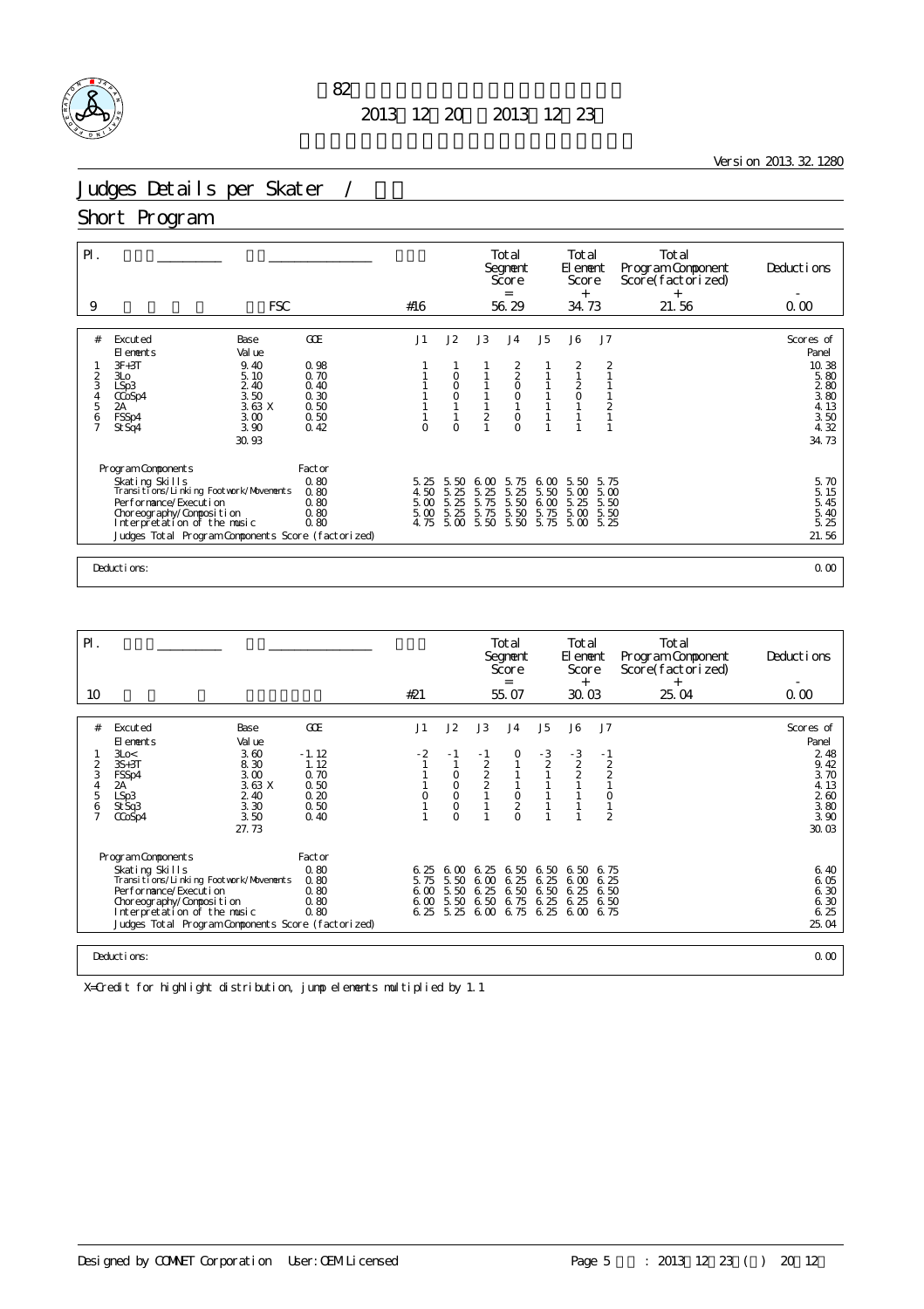第82回全日本フィギュアスケート選手権大会

2013年12月20日～2013年12月23日

Version 2013.32.1280

# Judges Details per Skater / 男子

## Short Program

| Pl. | | | | Total Segment Score = | Total Element Score + | Total Program Component Score(factorized) + | Deductions - |
|---|---|---|---|---|---|---|---|
| 9 | | FSC | #16 | 56.29 | 34.73 | 21.56 | 0.00 |

| # | Excuted Elements | Base Value | | GOE | J1 | J2 | J3 | J4 | J5 | J6 | J7 | Scores of Panel |
|---|---|---|---|---|---|---|---|---|---|---|---|---|
| 1 | 3F+3T | 9.40 | | 0.98 | 1 | 1 | 1 | 2 | 1 | 2 | 2 | 10.38 |
| 2 | 3Lo | 5.10 | | 0.70 | 1 | 0 | 1 | 2 | 1 | 1 | 1 | 5.80 |
| 3 | LSp3 | 2.40 | | 0.40 | 1 | 0 | 1 | 0 | 1 | 2 | 1 | 2.80 |
| 4 | CCoSp4 | 3.50 | | 0.30 | 1 | 0 | 1 | 0 | 1 | 0 | 1 | 3.80 |
| 5 | 2A | 3.63 | X | 0.50 | 1 | 1 | 1 | 1 | 1 | 1 | 2 | 4.13 |
| 6 | FSSp4 | 3.00 | | 0.50 | 1 | 1 | 2 | 0 | 1 | 1 | 1 | 3.50 |
| 7 | StSq4 | 3.90 | | 0.42 | 0 | 0 | 1 | 0 | 1 | 1 | 1 | 4.32 |
| | | 30.93 | | | | | | | | | | 34.73 |

| Program Components | Factor | J1 | J2 | J3 | J4 | J5 | J6 | J7 | |
|---|---|---|---|---|---|---|---|---|---|
| Skating Skills | 0.80 | 5.25 | 5.50 | 6.00 | 5.75 | 6.00 | 5.50 | 5.75 | 5.70 |
| Transitions/Linking Footwork/Movements | 0.80 | 4.50 | 5.25 | 5.25 | 5.25 | 5.50 | 5.00 | 5.00 | 5.15 |
| Performance/Execution | 0.80 | 5.00 | 5.25 | 5.75 | 5.50 | 6.00 | 5.25 | 5.50 | 5.45 |
| Choreography/Composition | 0.80 | 5.00 | 5.25 | 5.75 | 5.50 | 5.75 | 5.00 | 5.50 | 5.40 |
| Interpretation of the music | 0.80 | 4.75 | 5.00 | 5.50 | 5.50 | 5.75 | 5.00 | 5.25 | 5.25 |
| Judges Total Program Components Score (factorized) | | | | | | | | | 21.56 |

Deductions: 0.00

| Pl. | | | | Total Segment Score = | Total Element Score + | Total Program Component Score(factorized) + | Deductions - |
|---|---|---|---|---|---|---|---|
| 10 | | | #21 | 55.07 | 30.03 | 25.04 | 0.00 |

| # | Excuted Elements | Base Value | | GOE | J1 | J2 | J3 | J4 | J5 | J6 | J7 | Scores of Panel |
|---|---|---|---|---|---|---|---|---|---|---|---|---|
| 1 | 3Lo< | 3.60 | | -1.12 | -2 | -1 | -1 | 0 | -3 | -3 | -1 | 2.48 |
| 2 | 3S+3T | 8.30 | | 1.12 | 1 | 1 | 2 | 1 | 2 | 2 | 2 | 9.42 |
| 3 | FSSp4 | 3.00 | | 0.70 | 1 | 0 | 2 | 1 | 1 | 2 | 2 | 3.70 |
| 4 | 2A | 3.63 | X | 0.50 | 1 | 0 | 2 | 1 | 1 | 1 | 1 | 4.13 |
| 5 | LSp3 | 2.40 | | 0.20 | 0 | 0 | 1 | 0 | 1 | 1 | 0 | 2.60 |
| 6 | StSq3 | 3.30 | | 0.50 | 1 | 0 | 1 | 2 | 1 | 1 | 1 | 3.80 |
| 7 | CCoSp4 | 3.50 | | 0.40 | 1 | 0 | 1 | 0 | 1 | 1 | 2 | 3.90 |
| | | 27.73 | | | | | | | | | | 30.03 |

| Program Components | Factor | J1 | J2 | J3 | J4 | J5 | J6 | J7 | |
|---|---|---|---|---|---|---|---|---|---|
| Skating Skills | 0.80 | 6.25 | 6.00 | 6.25 | 6.50 | 6.50 | 6.50 | 6.75 | 6.40 |
| Transitions/Linking Footwork/Movements | 0.80 | 5.75 | 5.50 | 6.00 | 6.25 | 6.25 | 6.00 | 6.25 | 6.05 |
| Performance/Execution | 0.80 | 6.00 | 5.50 | 6.25 | 6.50 | 6.50 | 6.25 | 6.50 | 6.30 |
| Choreography/Composition | 0.80 | 6.00 | 5.50 | 6.50 | 6.75 | 6.25 | 6.25 | 6.50 | 6.30 |
| Interpretation of the music | 0.80 | 6.25 | 5.25 | 6.00 | 6.75 | 6.25 | 6.00 | 6.75 | 6.25 |
| Judges Total Program Components Score (factorized) | | | | | | | | | 25.04 |

Deductions: 0.00

X=Credit for highlight distribution, jump elements multiplied by 1.1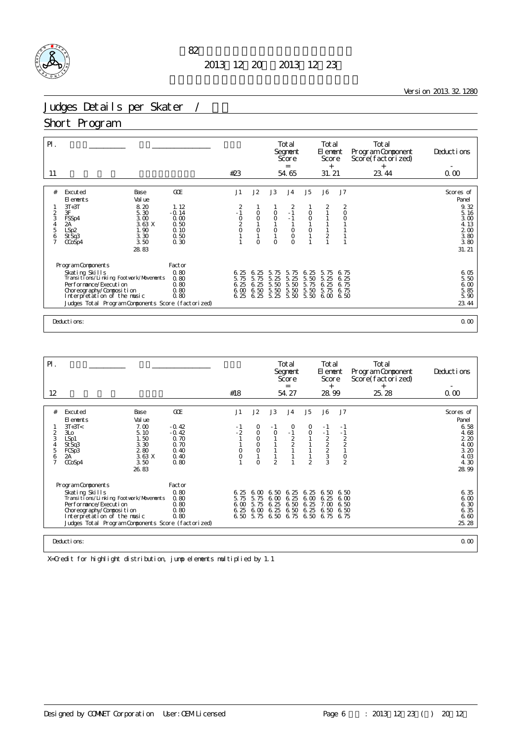第82回全日本フィギュアスケート選手権大会

2013年12月20日 ～ 2013年12月23日

Version 2013.32.1280

# Judges Details per Skater / 採点詳細

## Short Program

| Pl. | | | Starting Number | Total Segment Score = | Total Element Score + | Total Program Component Score (factorized) + | Deductions - |
|---|---|---|---|---|---|---|---|
| 11 | | | #23 | 54.65 | 31.21 | 23.44 | 0.00 |

| # | Excuted Elements | Base Value | GOE | J1 | J2 | J3 | J4 | J5 | J6 | J7 | Scores of Panel |
|---|---|---|---|---|---|---|---|---|---|---|---|
| 1 | 3T+3T | 8.20 | 1.12 | 2 | 1 | 1 | 2 | 1 | 2 | 2 | 9.32 |
| 2 | 3F | 5.30 | -0.14 | -1 | 0 | 0 | -1 | 0 | 1 | 0 | 5.16 |
| 3 | FSSp4 | 3.00 | 0.00 | 0 | 0 | 0 | -1 | 0 | 1 | 0 | 3.00 |
| 4 | 2A | 3.63 X | 0.50 | 2 | 1 | 1 | 1 | 1 | 1 | 1 | 4.13 |
| 5 | LSp2 | 1.90 | 0.10 | 0 | 0 | 0 | 0 | 0 | 1 | 1 | 2.00 |
| 6 | StSq3 | 3.30 | 0.50 | 1 | 1 | 1 | 0 | 1 | 2 | 1 | 3.80 |
| 7 | CCoSp4 | 3.50 | 0.30 | 1 | 0 | 0 | 0 | 1 | 1 | 1 | 3.80 |
| | | 28.83 | | | | | | | | | 31.21 |

| Program Components | Factor | J1 | J2 | J3 | J4 | J5 | J6 | J7 | Scores of Panel |
|---|---|---|---|---|---|---|---|---|---|
| Skating Skills | 0.80 | 6.25 | 6.25 | 5.75 | 5.75 | 6.25 | 5.75 | 6.75 | 6.05 |
| Transitions/Linking Footwork/Movements | 0.80 | 5.75 | 5.75 | 5.25 | 5.25 | 5.50 | 5.25 | 6.25 | 5.50 |
| Performance/Execution | 0.80 | 6.25 | 6.25 | 5.50 | 5.50 | 5.75 | 6.25 | 6.75 | 6.00 |
| Choreography/Composition | 0.80 | 6.00 | 6.50 | 5.50 | 5.50 | 5.50 | 5.75 | 6.75 | 5.85 |
| Interpretation of the music | 0.80 | 6.25 | 6.25 | 5.25 | 5.50 | 5.50 | 6.00 | 6.50 | 5.90 |
| Judges Total Program Components Score (factorized) | | | | | | | | | 23.44 |

Deductions: 0.00

| Pl. | | | Starting Number | Total Segment Score = | Total Element Score + | Total Program Component Score (factorized) + | Deductions - |
|---|---|---|---|---|---|---|---|
| 12 | | | #18 | 54.27 | 28.99 | 25.28 | 0.00 |

| # | Excuted Elements | Base Value | GOE | J1 | J2 | J3 | J4 | J5 | J6 | J7 | Scores of Panel |
|---|---|---|---|---|---|---|---|---|---|---|---|
| 1 | 3T+3T< | 7.00 | -0.42 | -1 | 0 | -1 | 0 | 0 | -1 | -1 | 6.58 |
| 2 | 3Lo | 5.10 | -0.42 | -2 | 0 | 0 | -1 | 0 | -1 | -1 | 4.68 |
| 3 | LSp1 | 1.50 | 0.70 | 1 | 0 | 1 | 2 | 1 | 2 | 2 | 2.20 |
| 4 | StSq3 | 3.30 | 0.70 | 1 | 0 | 1 | 2 | 1 | 2 | 2 | 4.00 |
| 5 | FCSp3 | 2.80 | 0.40 | 0 | 0 | 1 | 1 | 1 | 2 | 1 | 3.20 |
| 6 | 2A | 3.63 X | 0.40 | 0 | 1 | 1 | 1 | 1 | 3 | 0 | 4.03 |
| 7 | CCoSp4 | 3.50 | 0.80 | 1 | 0 | 2 | 1 | 2 | 3 | 2 | 4.30 |
| | | 26.83 | | | | | | | | | 28.99 |

| Program Components | Factor | J1 | J2 | J3 | J4 | J5 | J6 | J7 | Scores of Panel |
|---|---|---|---|---|---|---|---|---|---|
| Skating Skills | 0.80 | 6.25 | 6.00 | 6.50 | 6.25 | 6.25 | 6.50 | 6.50 | 6.35 |
| Transitions/Linking Footwork/Movements | 0.80 | 5.75 | 5.75 | 6.00 | 6.25 | 6.00 | 6.25 | 6.00 | 6.00 |
| Performance/Execution | 0.80 | 6.00 | 5.75 | 6.25 | 6.50 | 6.25 | 7.00 | 6.50 | 6.30 |
| Choreography/Composition | 0.80 | 6.25 | 6.00 | 6.25 | 6.50 | 6.25 | 6.50 | 6.50 | 6.35 |
| Interpretation of the music | 0.80 | 6.50 | 5.75 | 6.50 | 6.75 | 6.50 | 6.75 | 6.75 | 6.60 |
| Judges Total Program Components Score (factorized) | | | | | | | | | 25.28 |

Deductions: 0.00

X=Credit for highlight distribution, jump elements multiplied by 1.1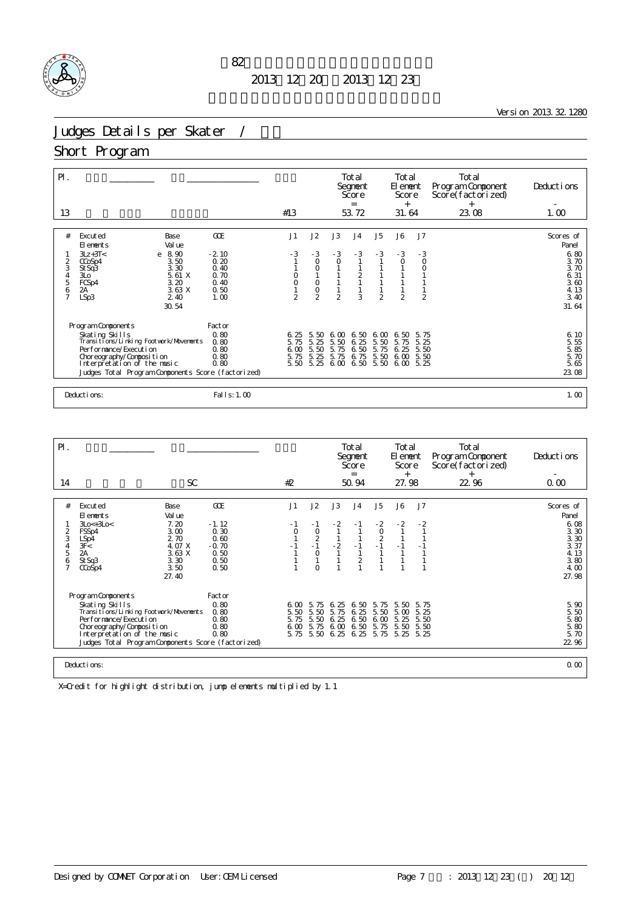第82回全日本フィギュアスケート選手権大会

2013年12月20日～2013年12月23日

Version 2013.32.1280

# Judges Details per Skater / 女子

## Short Program

| Pl. | | | | Total Segment Score = | Total Element Score + | Total Program Component Score (factorized) + | Deductions - |
|---|---|---|---|---|---|---|---|
| 13 | | | #13 | 53.72 | 31.64 | 23.08 | 1.00 |

| # | Executed Elements | | Base Value | GOE | J1 | J2 | J3 | J4 | J5 | J6 | J7 | Scores of Panel |
|---|---|---|---|---|---|---|---|---|---|---|---|---|
| 1 | 3Lz+3T< | e | 8.90 | -2.10 | -3 | -3 | -3 | -3 | -3 | -3 | -3 | 6.80 |
| 2 | CCoSp4 | | 3.50 | 0.20 | 1 | 0 | 0 | 1 | 1 | 0 | 0 | 3.70 |
| 3 | StSq3 | | 3.30 | 0.40 | 1 | 0 | 1 | 1 | 1 | 1 | 0 | 3.70 |
| 4 | 3Lo | | 5.61 X | 0.70 | 0 | 1 | 1 | 2 | 1 | 1 | 1 | 6.31 |
| 5 | FCSp4 | | 3.20 | 0.40 | 0 | 0 | 1 | 1 | 1 | 1 | 1 | 3.60 |
| 6 | 2A | | 3.63 X | 0.50 | 1 | 0 | 1 | 1 | 1 | 1 | 1 | 4.13 |
| 7 | LSp3 | | 2.40 | 1.00 | 2 | 2 | 2 | 3 | 2 | 2 | 2 | 3.40 |
| | | | 30.54 | | | | | | | | | 31.64 |

| Program Components | Factor | J1 | J2 | J3 | J4 | J5 | J6 | J7 | |
|---|---|---|---|---|---|---|---|---|---|
| Skating Skills | 0.80 | 6.25 | 5.50 | 6.00 | 6.50 | 6.00 | 6.50 | 5.75 | 6.10 |
| Transitions/Linking Footwork/Movements | 0.80 | 5.75 | 5.25 | 5.50 | 6.25 | 5.50 | 5.75 | 5.25 | 5.55 |
| Performance/Execution | 0.80 | 6.00 | 5.50 | 5.75 | 6.50 | 5.75 | 6.25 | 5.50 | 5.85 |
| Choreography/Composition | 0.80 | 5.75 | 5.25 | 5.75 | 6.75 | 5.50 | 6.00 | 5.50 | 5.70 |
| Interpretation of the music | 0.80 | 5.50 | 5.25 | 6.00 | 6.50 | 5.50 | 6.00 | 5.25 | 5.65 |
| Judges Total Program Components Score (factorized) | | | | | | | | | 23.08 |

Deductions: Falls: 1.00 — 1.00

| Pl. | | | | Total Segment Score = | Total Element Score + | Total Program Component Score (factorized) + | Deductions - |
|---|---|---|---|---|---|---|---|
| 14 | SC | | #2 | 50.94 | 27.98 | 22.96 | 0.00 |

| # | Executed Elements | Base Value | GOE | J1 | J2 | J3 | J4 | J5 | J6 | J7 | Scores of Panel |
|---|---|---|---|---|---|---|---|---|---|---|---|
| 1 | 3Lo<+3Lo< | 7.20 | -1.12 | -1 | -1 | -2 | -1 | -2 | -2 | -2 | 6.08 |
| 2 | FSSp4 | 3.00 | 0.30 | 0 | 0 | 1 | 1 | 0 | 1 | 1 | 3.30 |
| 3 | LSp4 | 2.70 | 0.60 | 1 | 2 | 1 | 1 | 2 | 1 | 1 | 3.30 |
| 4 | 3F< | 4.07 X | -0.70 | -1 | -1 | -2 | -1 | -1 | -1 | -1 | 3.37 |
| 5 | 2A | 3.63 X | 0.50 | 1 | 0 | 1 | 1 | 1 | 1 | 1 | 4.13 |
| 6 | StSq3 | 3.30 | 0.50 | 1 | 1 | 1 | 2 | 1 | 1 | 1 | 3.80 |
| 7 | CCoSp4 | 3.50 | 0.50 | 1 | 0 | 1 | 1 | 1 | 1 | 1 | 4.00 |
| | | 27.40 | | | | | | | | | 27.98 |

| Program Components | Factor | J1 | J2 | J3 | J4 | J5 | J6 | J7 | |
|---|---|---|---|---|---|---|---|---|---|
| Skating Skills | 0.80 | 6.00 | 5.75 | 6.25 | 6.50 | 5.75 | 5.50 | 5.75 | 5.90 |
| Transitions/Linking Footwork/Movements | 0.80 | 5.50 | 5.50 | 5.75 | 6.25 | 5.50 | 5.00 | 5.25 | 5.50 |
| Performance/Execution | 0.80 | 5.75 | 5.50 | 6.25 | 6.50 | 6.00 | 5.25 | 5.50 | 5.80 |
| Choreography/Composition | 0.80 | 6.00 | 5.75 | 6.00 | 6.50 | 5.75 | 5.50 | 5.50 | 5.80 |
| Interpretation of the music | 0.80 | 5.75 | 5.50 | 6.25 | 6.25 | 5.75 | 5.25 | 5.25 | 5.70 |
| Judges Total Program Components Score (factorized) | | | | | | | | | 22.96 |

Deductions: 0.00

X=Credit for highlight distribution, jump elements multiplied by 1.1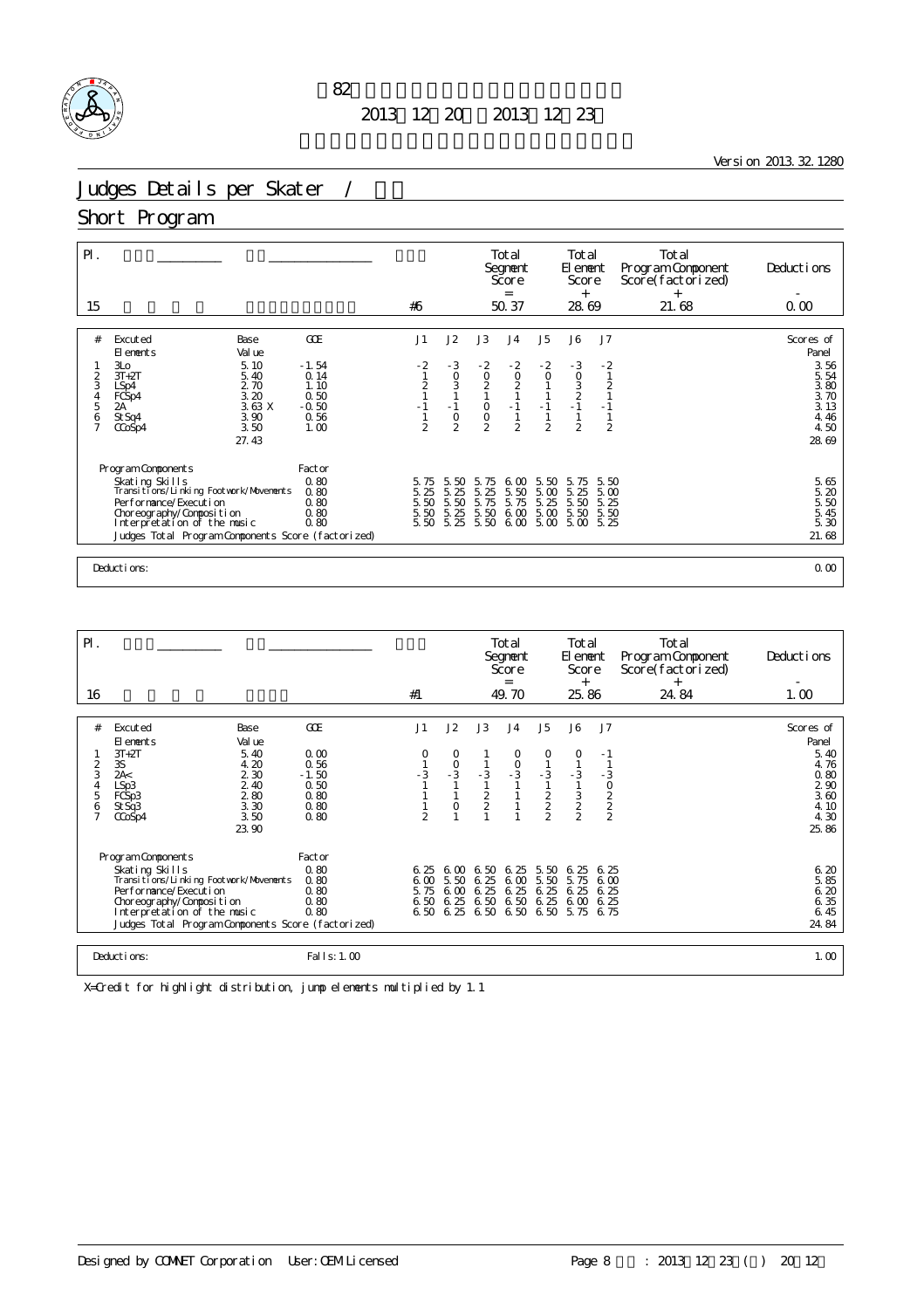第82回全日本フィギュアスケート選手権大会

2013年12月20日～2013年12月23日

Version 2013.32.1280

# Judges Details per Skater / 女子

## Short Program

| Pl. | Name | Nation | Starting Number | Total Segment Score = | Total Element Score + | Total Program Component Score (factorized) + | Deductions - |
|---|---|---|---|---|---|---|---|
| 15 | | | #6 | 50.37 | 28.69 | 21.68 | 0.00 |

| # | Executed Elements | Base Value | GOE | J1 | J2 | J3 | J4 | J5 | J6 | J7 | Scores of Panel |
|---|---|---|---|---|---|---|---|---|---|---|---|
| 1 | 3Lo | 5.10 | -1.54 | -2 | -3 | -2 | -2 | -2 | -3 | -2 | 3.56 |
| 2 | 3T+2T | 5.40 | 0.14 | 1 | 0 | 0 | 0 | 0 | 0 | 1 | 5.54 |
| 3 | LSp4 | 2.70 | 1.10 | 2 | 3 | 2 | 2 | 1 | 3 | 2 | 3.80 |
| 4 | FCSp4 | 3.20 | 0.50 | 1 | 1 | 1 | 1 | 1 | 2 | 1 | 3.70 |
| 5 | 2A | 3.63 X | -0.50 | -1 | -1 | 0 | -1 | -1 | -1 | -1 | 3.13 |
| 6 | StSq4 | 3.90 | 0.56 | 1 | 0 | 0 | 1 | 1 | 1 | 1 | 4.46 |
| 7 | CCoSp4 | 3.50 | 1.00 | 2 | 2 | 2 | 2 | 2 | 2 | 2 | 4.50 |
| | | 27.43 | | | | | | | | | 28.69 |

| Program Components | Factor | J1 | J2 | J3 | J4 | J5 | J6 | J7 | Scores of Panel |
|---|---|---|---|---|---|---|---|---|---|
| Skating Skills | 0.80 | 5.75 | 5.50 | 5.75 | 6.00 | 5.50 | 5.75 | 5.50 | 5.65 |
| Transitions/Linking Footwork/Movements | 0.80 | 5.25 | 5.25 | 5.25 | 5.50 | 5.00 | 5.25 | 5.00 | 5.20 |
| Performance/Execution | 0.80 | 5.50 | 5.50 | 5.75 | 5.75 | 5.25 | 5.50 | 5.25 | 5.50 |
| Choreography/Composition | 0.80 | 5.50 | 5.25 | 5.50 | 6.00 | 5.00 | 5.50 | 5.50 | 5.45 |
| Interpretation of the music | 0.80 | 5.50 | 5.25 | 5.50 | 6.00 | 5.00 | 5.00 | 5.25 | 5.30 |
| Judges Total Program Components Score (factorized) | | | | | | | | | 21.68 |

Deductions: 0.00

| Pl. | Name | Nation | Starting Number | Total Segment Score = | Total Element Score + | Total Program Component Score (factorized) + | Deductions - |
|---|---|---|---|---|---|---|---|
| 16 | | | #1 | 49.70 | 25.86 | 24.84 | 1.00 |

| # | Executed Elements | Base Value | GOE | J1 | J2 | J3 | J4 | J5 | J6 | J7 | Scores of Panel |
|---|---|---|---|---|---|---|---|---|---|---|---|
| 1 | 3T+2T | 5.40 | 0.00 | 0 | 0 | 1 | 0 | 0 | 0 | -1 | 5.40 |
| 2 | 3S | 4.20 | 0.56 | 1 | 0 | 1 | 0 | 1 | 1 | 1 | 4.76 |
| 3 | 2A< | 2.30 | -1.50 | -3 | -3 | -3 | -3 | -3 | -3 | -3 | 0.80 |
| 4 | LSp3 | 2.40 | 0.50 | 1 | 1 | 1 | 1 | 1 | 1 | 0 | 2.90 |
| 5 | FCSp3 | 2.80 | 0.80 | 1 | 1 | 2 | 1 | 2 | 3 | 2 | 3.60 |
| 6 | StSq3 | 3.30 | 0.80 | 1 | 0 | 2 | 1 | 2 | 2 | 2 | 4.10 |
| 7 | CCoSp4 | 3.50 | 0.80 | 2 | 1 | 1 | 1 | 2 | 2 | 2 | 4.30 |
| | | 23.90 | | | | | | | | | 25.86 |

| Program Components | Factor | J1 | J2 | J3 | J4 | J5 | J6 | J7 | Scores of Panel |
|---|---|---|---|---|---|---|---|---|---|
| Skating Skills | 0.80 | 6.25 | 6.00 | 6.50 | 6.25 | 5.50 | 6.25 | 6.25 | 6.20 |
| Transitions/Linking Footwork/Movements | 0.80 | 6.00 | 5.50 | 6.25 | 6.00 | 5.50 | 5.75 | 6.00 | 5.85 |
| Performance/Execution | 0.80 | 5.75 | 6.00 | 6.25 | 6.25 | 6.25 | 6.25 | 6.25 | 6.20 |
| Choreography/Composition | 0.80 | 6.50 | 6.25 | 6.50 | 6.50 | 6.25 | 6.00 | 6.25 | 6.35 |
| Interpretation of the music | 0.80 | 6.50 | 6.25 | 6.50 | 6.50 | 6.50 | 5.75 | 6.75 | 6.45 |
| Judges Total Program Components Score (factorized) | | | | | | | | | 24.84 |

Deductions: Falls: 1.00 — 1.00

X=Credit for highlight distribution, jump elements multiplied by 1.1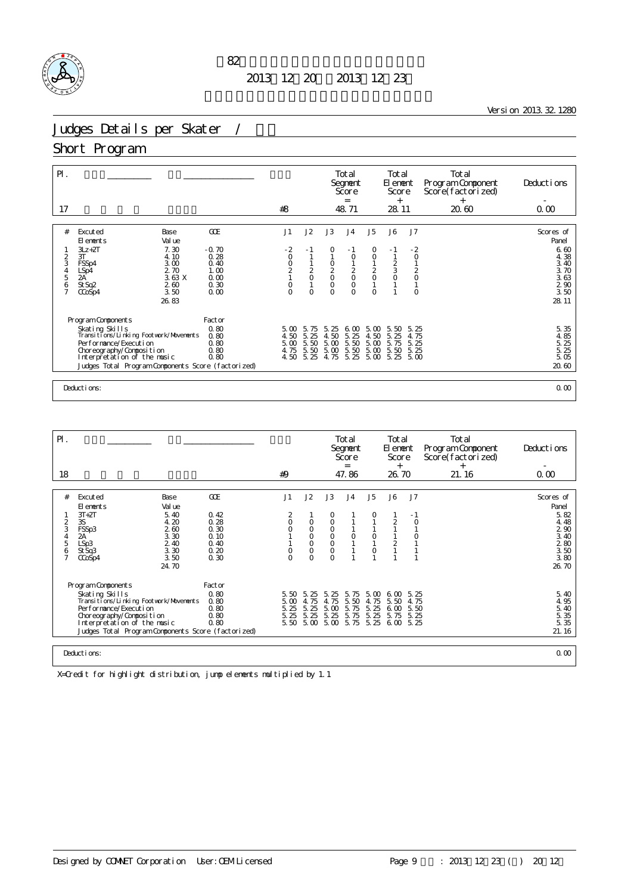第82回全日本フィギュアスケート選手権大会

2013年12月20日～2013年12月23日

Version 2013.32.1280

# Judges Details per Skater / 採点詳細

## Short Program

| Pl. | | | Starting Number | Total Segment Score = | Total Element Score + | Total Program Component Score (factorized) + | Deductions - |
|---|---|---|---|---|---|---|---|
| 17 | | | #8 | 48.71 | 28.11 | 20.60 | 0.00 |

| # | Excuted Elements | Base Value | GOE | J1 | J2 | J3 | J4 | J5 | J6 | J7 | Scores of Panel |
|---|---|---|---|---|---|---|---|---|---|---|---|
| 1 | 3Lz+2T | 7.30 | -0.70 | -2 | -1 | 0 | -1 | 0 | -1 | -2 | 6.60 |
| 2 | 3T | 4.10 | 0.28 | 0 | 1 | 1 | 0 | 0 | 1 | 0 | 4.38 |
| 3 | FSSp4 | 3.00 | 0.40 | 0 | 1 | 0 | 1 | 1 | 2 | 1 | 3.40 |
| 4 | LSp4 | 2.70 | 1.00 | 2 | 2 | 2 | 2 | 2 | 3 | 2 | 3.70 |
| 5 | 2A | 3.63 X | 0.00 | 1 | 0 | 0 | 0 | 0 | 0 | 0 | 3.63 |
| 6 | StSq2 | 2.60 | 0.30 | 0 | 1 | 0 | 0 | 1 | 1 | 1 | 2.90 |
| 7 | CCoSp4 | 3.50 | 0.00 | 0 | 0 | 0 | 0 | 0 | 1 | 0 | 3.50 |
| | | 26.83 | | | | | | | | | 28.11 |

| Program Components | Factor | J1 | J2 | J3 | J4 | J5 | J6 | J7 | |
|---|---|---|---|---|---|---|---|---|---|
| Skating Skills | 0.80 | 5.00 | 5.75 | 5.25 | 6.00 | 5.00 | 5.50 | 5.25 | 5.35 |
| Transitions/Linking Footwork/Movements | 0.80 | 4.50 | 5.25 | 4.50 | 5.25 | 4.50 | 5.25 | 4.75 | 4.85 |
| Performance/Execution | 0.80 | 5.00 | 5.50 | 5.00 | 5.50 | 5.00 | 5.75 | 5.25 | 5.25 |
| Choreography/Composition | 0.80 | 4.75 | 5.50 | 5.00 | 5.50 | 5.00 | 5.50 | 5.25 | 5.25 |
| Interpretation of the music | 0.80 | 4.50 | 5.25 | 4.75 | 5.25 | 5.00 | 5.25 | 5.00 | 5.05 |
| Judges Total Program Components Score (factorized) | | | | | | | | | 20.60 |

Deductions: 0.00

| Pl. | | | Starting Number | Total Segment Score = | Total Element Score + | Total Program Component Score (factorized) + | Deductions - |
|---|---|---|---|---|---|---|---|
| 18 | | | #9 | 47.86 | 26.70 | 21.16 | 0.00 |

| # | Excuted Elements | Base Value | GOE | J1 | J2 | J3 | J4 | J5 | J6 | J7 | Scores of Panel |
|---|---|---|---|---|---|---|---|---|---|---|---|
| 1 | 3T+2T | 5.40 | 0.42 | 2 | 1 | 0 | 1 | 0 | 1 | -1 | 5.82 |
| 2 | 3S | 4.20 | 0.28 | 0 | 0 | 0 | 1 | 1 | 2 | 0 | 4.48 |
| 3 | FSSp3 | 2.60 | 0.30 | 0 | 0 | 0 | 1 | 1 | 1 | 1 | 2.90 |
| 4 | 2A | 3.30 | 0.10 | 1 | 0 | 0 | 0 | 0 | 1 | 0 | 3.40 |
| 5 | LSp3 | 2.40 | 0.40 | 1 | 0 | 0 | 1 | 1 | 2 | 1 | 2.80 |
| 6 | StSq3 | 3.30 | 0.20 | 0 | 0 | 0 | 1 | 0 | 1 | 1 | 3.50 |
| 7 | CCoSp4 | 3.50 | 0.30 | 0 | 0 | 0 | 1 | 1 | 1 | 1 | 3.80 |
| | | 24.70 | | | | | | | | | 26.70 |

| Program Components | Factor | J1 | J2 | J3 | J4 | J5 | J6 | J7 | |
|---|---|---|---|---|---|---|---|---|---|
| Skating Skills | 0.80 | 5.50 | 5.25 | 5.25 | 5.75 | 5.00 | 6.00 | 5.25 | 5.40 |
| Transitions/Linking Footwork/Movements | 0.80 | 5.00 | 4.75 | 4.75 | 5.50 | 4.75 | 5.50 | 4.75 | 4.95 |
| Performance/Execution | 0.80 | 5.25 | 5.25 | 5.00 | 5.75 | 5.25 | 6.00 | 5.50 | 5.40 |
| Choreography/Composition | 0.80 | 5.25 | 5.25 | 5.25 | 5.75 | 5.25 | 5.75 | 5.25 | 5.35 |
| Interpretation of the music | 0.80 | 5.50 | 5.00 | 5.00 | 5.75 | 5.25 | 6.00 | 5.25 | 5.35 |
| Judges Total Program Components Score (factorized) | | | | | | | | | 21.16 |

Deductions: 0.00

X=Credit for highlight distribution, jump elements multiplied by 1.1

Designed by COMNET Corporation User:OEM Licensed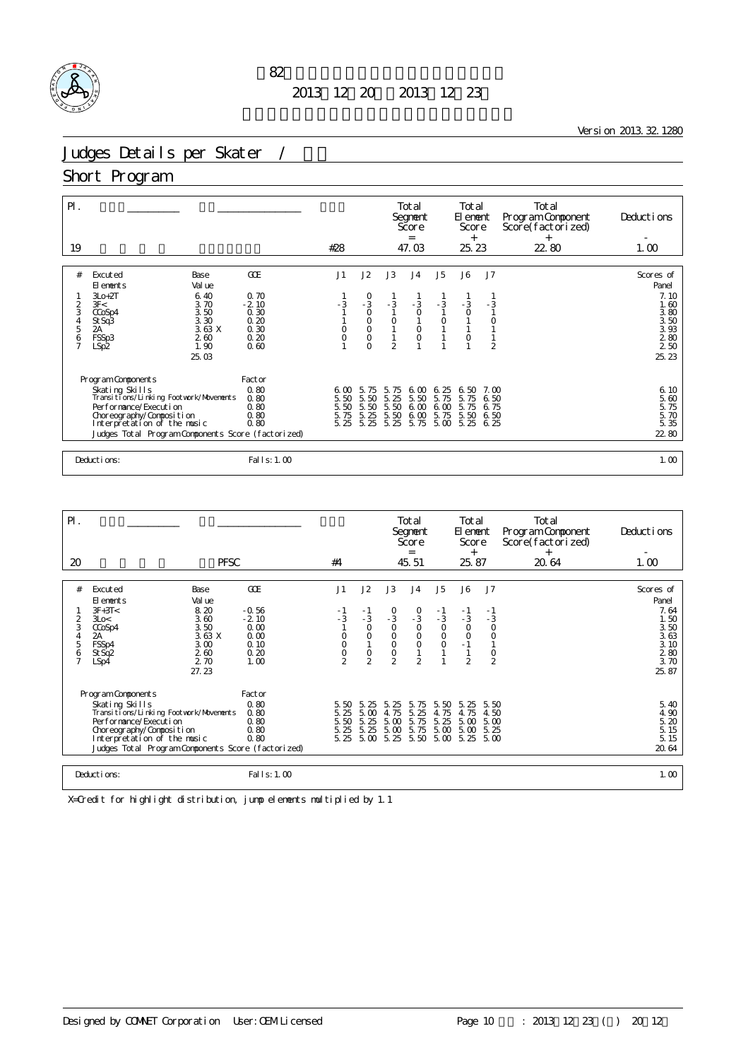# 第82回全日本フィギュアスケート選手権大会

2013年12月20日～2013年12月23日

Version 2013.32.1280

## Judges Details per Skater / 採点詳細

## Short Program

| Pl. | | | | Total Segment Score = | Total Element Score + | Total Program Component Score (factorized) + | Deductions - |
|---|---|---|---|---|---|---|---|
| 19 | | | #28 | 47.03 | 25.23 | 22.80 | 1.00 |

| # | Excuted Elements | Base Value | GOE | J1 | J2 | J3 | J4 | J5 | J6 | J7 | Scores of Panel |
|---|---|---|---|---|---|---|---|---|---|---|---|
| 1 | 3Lo+2T | 6.40 | 0.70 | 1 | 0 | 1 | 1 | 1 | 1 | 1 | 7.10 |
| 2 | 3F< | 3.70 | -2.10 | -3 | -3 | -3 | -3 | -3 | -3 | -3 | 1.60 |
| 3 | CCoSp4 | 3.50 | 0.30 | 1 | 0 | 1 | 0 | 1 | 0 | 1 | 3.80 |
| 4 | StSq3 | 3.30 | 0.20 | 1 | 0 | 0 | 1 | 0 | 1 | 0 | 3.50 |
| 5 | 2A | 3.63 X | 0.30 | 0 | 0 | 1 | 0 | 1 | 1 | 1 | 3.93 |
| 6 | FSSp3 | 2.60 | 0.20 | 0 | 0 | 1 | 0 | 1 | 0 | 1 | 2.80 |
| 7 | LSp2 | 1.90 | 0.60 | 1 | 0 | 2 | 1 | 1 | 1 | 2 | 2.50 |
| | | 25.03 | | | | | | | | | 25.23 |

| Program Components | Factor | J1 | J2 | J3 | J4 | J5 | J6 | J7 | |
|---|---|---|---|---|---|---|---|---|---|
| Skating Skills | 0.80 | 6.00 | 5.75 | 5.75 | 6.00 | 6.25 | 6.50 | 7.00 | 6.10 |
| Transitions/Linking Footwork/Movements | 0.80 | 5.50 | 5.50 | 5.25 | 5.50 | 5.75 | 5.75 | 6.50 | 5.60 |
| Performance/Execution | 0.80 | 5.50 | 5.50 | 5.50 | 6.00 | 6.00 | 5.75 | 6.75 | 5.75 |
| Choreography/Composition | 0.80 | 5.75 | 5.25 | 5.50 | 6.00 | 5.75 | 5.50 | 6.50 | 5.70 |
| Interpretation of the music | 0.80 | 5.25 | 5.25 | 5.25 | 5.75 | 5.00 | 5.25 | 6.25 | 5.35 |
| Judges Total Program Components Score (factorized) | | | | | | | | | 22.80 |

Deductions: Falls: 1.00 — 1.00

| Pl. | | | | Total Segment Score = | Total Element Score + | Total Program Component Score (factorized) + | Deductions - |
|---|---|---|---|---|---|---|---|
| 20 | | PFSC | #4 | 45.51 | 25.87 | 20.64 | 1.00 |

| # | Excuted Elements | Base Value | GOE | J1 | J2 | J3 | J4 | J5 | J6 | J7 | Scores of Panel |
|---|---|---|---|---|---|---|---|---|---|---|---|
| 1 | 3F+3T< | 8.20 | -0.56 | -1 | -1 | 0 | 0 | -1 | -1 | -1 | 7.64 |
| 2 | 3Lo< | 3.60 | -2.10 | -3 | -3 | -3 | -3 | -3 | -3 | -3 | 1.50 |
| 3 | CCoSp4 | 3.50 | 0.00 | 1 | 0 | 0 | 0 | 0 | 0 | 0 | 3.50 |
| 4 | 2A | 3.63 X | 0.00 | 0 | 0 | 0 | 0 | 0 | 0 | 0 | 3.63 |
| 5 | FSSp4 | 3.00 | 0.10 | 0 | 1 | 0 | 0 | 0 | -1 | 1 | 3.10 |
| 6 | StSq2 | 2.60 | 0.20 | 0 | 0 | 0 | 1 | 1 | 1 | 0 | 2.80 |
| 7 | LSp4 | 2.70 | 1.00 | 2 | 2 | 2 | 2 | 1 | 2 | 2 | 3.70 |
| | | 27.23 | | | | | | | | | 25.87 |

| Program Components | Factor | J1 | J2 | J3 | J4 | J5 | J6 | J7 | |
|---|---|---|---|---|---|---|---|---|---|
| Skating Skills | 0.80 | 5.50 | 5.25 | 5.25 | 5.75 | 5.50 | 5.25 | 5.50 | 5.40 |
| Transitions/Linking Footwork/Movements | 0.80 | 5.25 | 5.00 | 4.75 | 5.25 | 4.75 | 4.75 | 4.50 | 4.90 |
| Performance/Execution | 0.80 | 5.50 | 5.25 | 5.00 | 5.75 | 5.25 | 5.00 | 5.00 | 5.20 |
| Choreography/Composition | 0.80 | 5.25 | 5.25 | 5.00 | 5.75 | 5.00 | 5.00 | 5.25 | 5.15 |
| Interpretation of the music | 0.80 | 5.25 | 5.00 | 5.25 | 5.50 | 5.00 | 5.25 | 5.00 | 5.15 |
| Judges Total Program Components Score (factorized) | | | | | | | | | 20.64 |

Deductions: Falls: 1.00 — 1.00

X=Credit for highlight distribution, jump elements multiplied by 1.1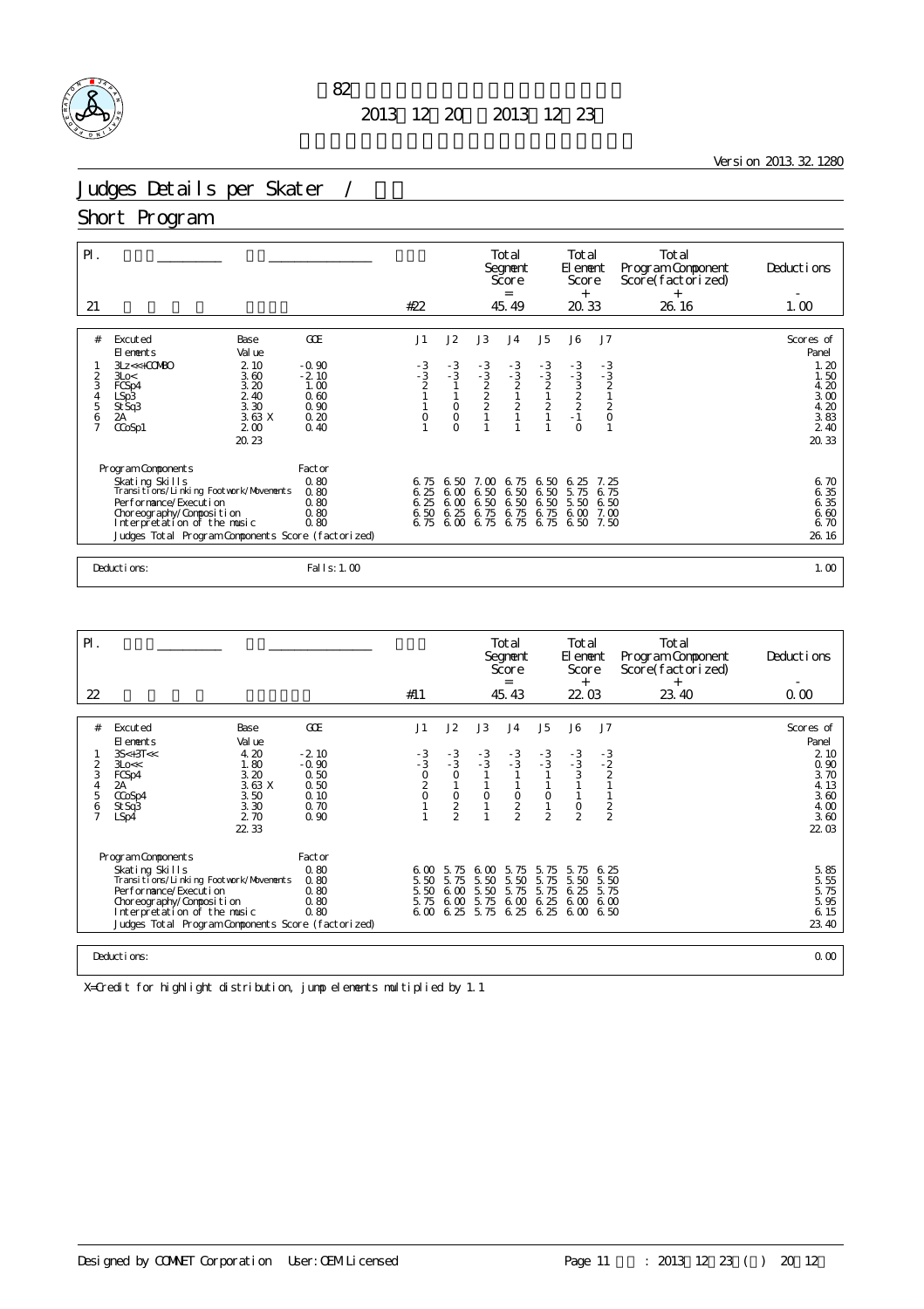# 第82回全日本フィギュアスケート選手権大会

2013年12月20日～2013年12月23日

Version 2013.32.1280

## Judges Details per Skater / 男子

## Short Program

| Pl. | Name | Nation | Starting Number | Total Segment Score = | Total Element Score + | Total Program Component Score (factorized) + | Deductions - |
|---|---|---|---|---|---|---|---|
| 21 | | | #22 | 45.49 | 20.33 | 26.16 | 1.00 |

| # | Excuted Elements | Base Value | GOE | J1 | J2 | J3 | J4 | J5 | J6 | J7 | Scores of Panel |
|---|---|---|---|---|---|---|---|---|---|---|---|
| 1 | 3Lz<<+COMBO | 2.10 | -0.90 | -3 | -3 | -3 | -3 | -3 | -3 | -3 | 1.20 |
| 2 | 3Lo< | 3.60 | -2.10 | -3 | -3 | -3 | -3 | -3 | -3 | -3 | 1.50 |
| 3 | FCSp4 | 3.20 | 1.00 | 2 | 1 | 2 | 2 | 2 | 3 | 2 | 4.20 |
| 4 | LSp3 | 2.40 | 0.60 | 1 | 1 | 2 | 1 | 1 | 2 | 1 | 3.00 |
| 5 | StSq3 | 3.30 | 0.90 | 1 | 0 | 2 | 2 | 2 | 2 | 2 | 4.20 |
| 6 | 2A | 3.63 X | 0.20 | 0 | 0 | 1 | 1 | 1 | -1 | 0 | 3.83 |
| 7 | CCoSp1 | 2.00 | 0.40 | 1 | 0 | 1 | 1 | 1 | 0 | 1 | 2.40 |
| | | 20.23 | | | | | | | | | 20.33 |

| Program Components | Factor | J1 | J2 | J3 | J4 | J5 | J6 | J7 | |
|---|---|---|---|---|---|---|---|---|---|
| Skating Skills | 0.80 | 6.75 | 6.50 | 7.00 | 6.75 | 6.50 | 6.25 | 7.25 | 6.70 |
| Transitions/Linking Footwork/Movements | 0.80 | 6.25 | 6.00 | 6.50 | 6.50 | 6.50 | 5.75 | 6.75 | 6.35 |
| Performance/Execution | 0.80 | 6.25 | 6.00 | 6.50 | 6.50 | 6.50 | 5.50 | 6.50 | 6.35 |
| Choreography/Composition | 0.80 | 6.50 | 6.25 | 6.75 | 6.75 | 6.75 | 6.00 | 7.00 | 6.60 |
| Interpretation of the music | 0.80 | 6.75 | 6.00 | 6.75 | 6.75 | 6.75 | 6.50 | 7.50 | 6.70 |
| Judges Total Program Components Score (factorized) | | | | | | | | | 26.16 |

Deductions: Falls: 1.00 — 1.00

| Pl. | Name | Nation | Starting Number | Total Segment Score = | Total Element Score + | Total Program Component Score (factorized) + | Deductions - |
|---|---|---|---|---|---|---|---|
| 22 | | | #11 | 45.43 | 22.03 | 23.40 | 0.00 |

| # | Excuted Elements | Base Value | GOE | J1 | J2 | J3 | J4 | J5 | J6 | J7 | Scores of Panel |
|---|---|---|---|---|---|---|---|---|---|---|---|
| 1 | 3S<+3T<< | 4.20 | -2.10 | -3 | -3 | -3 | -3 | -3 | -3 | -3 | 2.10 |
| 2 | 3Lo<< | 1.80 | -0.90 | -3 | -3 | -3 | -3 | -3 | -3 | -2 | 0.90 |
| 3 | FCSp4 | 3.20 | 0.50 | 0 | 0 | 1 | 1 | 1 | 3 | 2 | 3.70 |
| 4 | 2A | 3.63 X | 0.50 | 2 | 1 | 1 | 1 | 1 | 1 | 1 | 4.13 |
| 5 | CCoSp4 | 3.50 | 0.10 | 0 | 0 | 0 | 0 | 0 | 1 | 1 | 3.60 |
| 6 | StSq3 | 3.30 | 0.70 | 1 | 2 | 1 | 2 | 1 | 0 | 2 | 4.00 |
| 7 | LSp4 | 2.70 | 0.90 | 1 | 2 | 1 | 2 | 2 | 2 | 2 | 3.60 |
| | | 22.33 | | | | | | | | | 22.03 |

| Program Components | Factor | J1 | J2 | J3 | J4 | J5 | J6 | J7 | |
|---|---|---|---|---|---|---|---|---|---|
| Skating Skills | 0.80 | 6.00 | 5.75 | 6.00 | 5.75 | 5.75 | 5.75 | 6.25 | 5.85 |
| Transitions/Linking Footwork/Movements | 0.80 | 5.50 | 5.75 | 5.50 | 5.50 | 5.75 | 5.50 | 5.50 | 5.55 |
| Performance/Execution | 0.80 | 5.50 | 6.00 | 5.50 | 5.75 | 5.75 | 6.25 | 5.75 | 5.75 |
| Choreography/Composition | 0.80 | 5.75 | 6.00 | 5.75 | 6.00 | 6.25 | 6.00 | 6.00 | 5.95 |
| Interpretation of the music | 0.80 | 6.00 | 6.25 | 5.75 | 6.25 | 6.25 | 6.00 | 6.50 | 6.15 |
| Judges Total Program Components Score (factorized) | | | | | | | | | 23.40 |

Deductions: 0.00

X=Credit for highlight distribution, jump elements multiplied by 1.1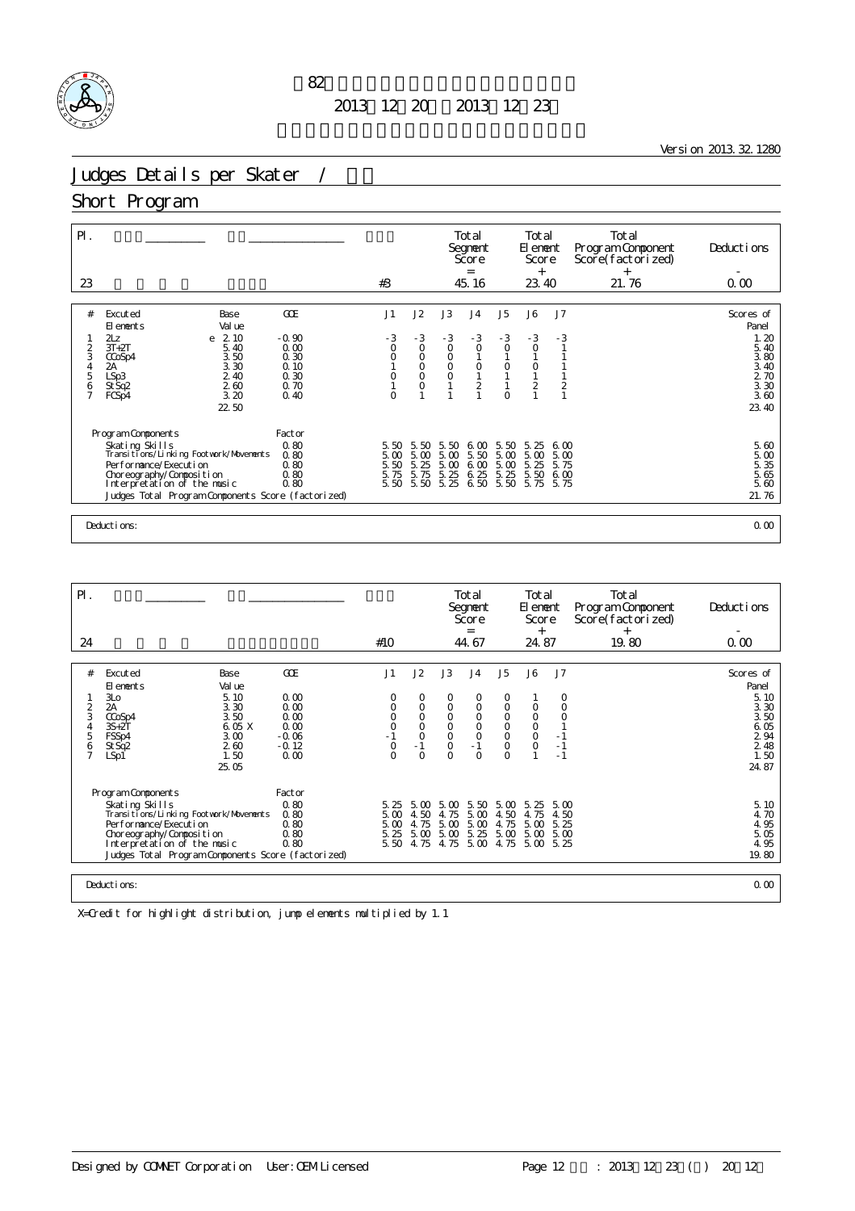第82回全日本フィギュアスケート選手権大会

2013年12月20日～2013年12月23日

Version 2013.32.1280

# Judges Details per Skater / 男子

## Short Program

| Pl. | | | Starting Number | Total Segment Score = | Total Element Score + | Total Program Component Score (factorized) + | Deductions - |
|---|---|---|---|---|---|---|---|
| 23 | | | #3 | 45.16 | 23.40 | 21.76 | 0.00 |

| # | Excuted Elements | | Base Value | GOE | J1 | J2 | J3 | J4 | J5 | J6 | J7 | Scores of Panel |
|---|---|---|---|---|---|---|---|---|---|---|---|---|
| 1 | 2Lz | e | 2.10 | -0.90 | -3 | -3 | -3 | -3 | -3 | -3 | -3 | 1.20 |
| 2 | 3T+2T | | 5.40 | 0.00 | 0 | 0 | 0 | 0 | 0 | 0 | 1 | 5.40 |
| 3 | CCoSp4 | | 3.50 | 0.30 | 0 | 0 | 0 | 1 | 1 | 1 | 1 | 3.80 |
| 4 | 2A | | 3.30 | 0.10 | 1 | 0 | 0 | 0 | 0 | 0 | 1 | 3.40 |
| 5 | LSp3 | | 2.40 | 0.30 | 0 | 0 | 0 | 1 | 1 | 1 | 1 | 2.70 |
| 6 | StSq2 | | 2.60 | 0.70 | 1 | 0 | 1 | 2 | 1 | 2 | 2 | 3.30 |
| 7 | FCSp4 | | 3.20 | 0.40 | 0 | 1 | 1 | 1 | 0 | 1 | 1 | 3.60 |
| | | | 22.50 | | | | | | | | | 23.40 |

| Program Components | Factor | J1 | J2 | J3 | J4 | J5 | J6 | J7 | |
|---|---|---|---|---|---|---|---|---|---|
| Skating Skills | 0.80 | 5.50 | 5.50 | 5.50 | 6.00 | 5.50 | 5.25 | 6.00 | 5.60 |
| Transitions/Linking Footwork/Movements | 0.80 | 5.00 | 5.00 | 5.00 | 5.50 | 5.00 | 5.00 | 5.00 | 5.00 |
| Performance/Execution | 0.80 | 5.50 | 5.25 | 5.00 | 6.00 | 5.00 | 5.25 | 5.75 | 5.35 |
| Choreography/Composition | 0.80 | 5.75 | 5.75 | 5.25 | 6.25 | 5.25 | 5.50 | 6.00 | 5.65 |
| Interpretation of the music | 0.80 | 5.50 | 5.50 | 5.25 | 6.50 | 5.50 | 5.75 | 5.75 | 5.60 |
| Judges Total Program Components Score (factorized) | | | | | | | | | 21.76 |

Deductions: 0.00

| Pl. | | | Starting Number | Total Segment Score = | Total Element Score + | Total Program Component Score (factorized) + | Deductions - |
|---|---|---|---|---|---|---|---|
| 24 | | | #10 | 44.67 | 24.87 | 19.80 | 0.00 |

| # | Excuted Elements | | Base Value | GOE | J1 | J2 | J3 | J4 | J5 | J6 | J7 | Scores of Panel |
|---|---|---|---|---|---|---|---|---|---|---|---|---|
| 1 | 3Lo | | 5.10 | 0.00 | 0 | 0 | 0 | 0 | 0 | 1 | 0 | 5.10 |
| 2 | 2A | | 3.30 | 0.00 | 0 | 0 | 0 | 0 | 0 | 0 | 0 | 3.30 |
| 3 | CCoSp4 | | 3.50 | 0.00 | 0 | 0 | 0 | 0 | 0 | 0 | 0 | 3.50 |
| 4 | 3S+2T | | 6.05 X | 0.00 | 0 | 0 | 0 | 0 | 0 | 0 | 1 | 6.05 |
| 5 | FSSp4 | | 3.00 | -0.06 | -1 | 0 | 0 | 0 | 0 | 0 | -1 | 2.94 |
| 6 | StSq2 | | 2.60 | -0.12 | 0 | -1 | 0 | -1 | 0 | 0 | -1 | 2.48 |
| 7 | LSp1 | | 1.50 | 0.00 | 0 | 0 | 0 | 0 | 0 | 1 | -1 | 1.50 |
| | | | 25.05 | | | | | | | | | 24.87 |

| Program Components | Factor | J1 | J2 | J3 | J4 | J5 | J6 | J7 | |
|---|---|---|---|---|---|---|---|---|---|
| Skating Skills | 0.80 | 5.25 | 5.00 | 5.00 | 5.50 | 5.00 | 5.25 | 5.00 | 5.10 |
| Transitions/Linking Footwork/Movements | 0.80 | 5.00 | 4.50 | 4.75 | 5.00 | 4.50 | 4.75 | 4.50 | 4.70 |
| Performance/Execution | 0.80 | 5.00 | 4.75 | 5.00 | 5.00 | 4.75 | 5.00 | 5.25 | 4.95 |
| Choreography/Composition | 0.80 | 5.25 | 5.00 | 5.00 | 5.25 | 5.00 | 5.00 | 5.00 | 5.05 |
| Interpretation of the music | 0.80 | 5.50 | 4.75 | 4.75 | 5.00 | 4.75 | 5.00 | 5.25 | 4.95 |
| Judges Total Program Components Score (factorized) | | | | | | | | | 19.80 |

Deductions: 0.00

X=Credit for highlight distribution, jump elements multiplied by 1.1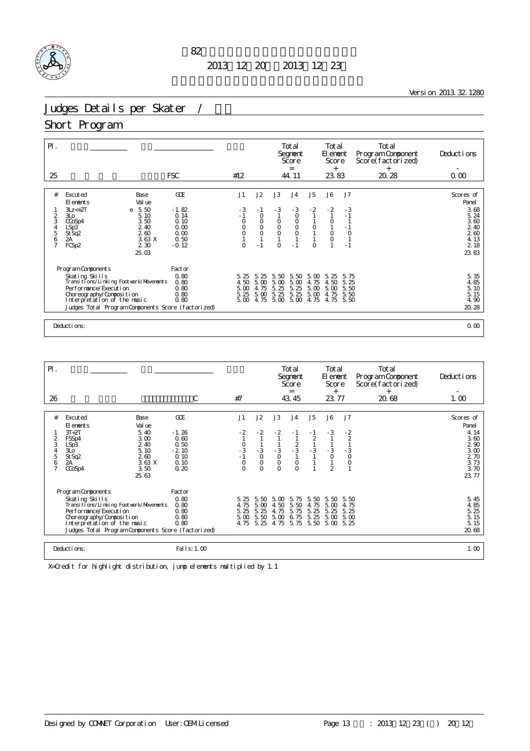第82回全日本フィギュアスケート選手権大会

2013年12月20日～2013年12月23日

Version 2013.32.1280

# Judges Details per Skater / 採点詳細

## Short Program

| Pl. | Name | Nation | Starting Number | Total Segment Score = | Total Element Score + | Total Program Component Score (factorized) + | Deductions - |
|---|---|---|---|---|---|---|---|
| 25 | | FSC | #12 | 44.11 | 23.83 | 20.28 | 0.00 |

| # | Executed Elements | | Base Value | GOE | J1 | J2 | J3 | J4 | J5 | J6 | J7 | Scores of Panel |
|---|---|---|---|---|---|---|---|---|---|---|---|---|
| 1 | 3Lz<+2T | e | 5.50 | -1.82 | -3 | -1 | -3 | -3 | -2 | -2 | -3 | 3.68 |
| 2 | 3Lo | | 5.10 | 0.14 | -1 | 0 | 1 | 0 | 1 | 1 | -1 | 5.24 |
| 3 | CCoSp4 | | 3.50 | 0.10 | 0 | 0 | 0 | 0 | 1 | 0 | 1 | 3.60 |
| 4 | LSp3 | | 2.40 | 0.00 | 0 | 0 | 0 | 0 | 0 | 1 | -1 | 2.40 |
| 5 | StSq2 | | 2.60 | 0.00 | 0 | 0 | 0 | 0 | 1 | 0 | 0 | 2.60 |
| 6 | 2A | | 3.63 X | 0.50 | 1 | 1 | 1 | 1 | 1 | 0 | 1 | 4.13 |
| 7 | FCSp2 | | 2.30 | -0.12 | 0 | -1 | 0 | -1 | 0 | 1 | -1 | 2.18 |
| | | | 25.03 | | | | | | | | | 23.83 |

| Program Components | Factor | J1 | J2 | J3 | J4 | J5 | J6 | J7 | |
|---|---|---|---|---|---|---|---|---|---|
| Skating Skills | 0.80 | 5.25 | 5.25 | 5.50 | 5.50 | 5.00 | 5.25 | 5.75 | 5.35 |
| Transitions/Linking Footwork/Movements | 0.80 | 4.50 | 5.00 | 5.00 | 5.00 | 4.75 | 4.50 | 5.25 | 4.85 |
| Performance/Execution | 0.80 | 5.00 | 4.75 | 5.25 | 5.25 | 5.00 | 5.00 | 5.50 | 5.10 |
| Choreography/Composition | 0.80 | 5.25 | 5.00 | 5.25 | 5.25 | 5.00 | 4.75 | 5.50 | 5.15 |
| Interpretation of the music | 0.80 | 5.00 | 4.75 | 5.00 | 5.00 | 4.75 | 4.75 | 5.50 | 4.90 |
| Judges Total Program Components Score (factorized) | | | | | | | | | 20.28 |

Deductions: 0.00

| Pl. | Name | Nation | Starting Number | Total Segment Score = | Total Element Score + | Total Program Component Score (factorized) + | Deductions - |
|---|---|---|---|---|---|---|---|
| 26 | | C | #7 | 43.45 | 23.77 | 20.68 | 1.00 |

| # | Executed Elements | Base Value | GOE | J1 | J2 | J3 | J4 | J5 | J6 | J7 | Scores of Panel |
|---|---|---|---|---|---|---|---|---|---|---|---|
| 1 | 3T+2T | 5.40 | -1.26 | -2 | -2 | -2 | -1 | -1 | -3 | -2 | 4.14 |
| 2 | FSSp4 | 3.00 | 0.60 | 1 | 1 | 1 | 1 | 2 | 1 | 2 | 3.60 |
| 3 | LSp3 | 2.40 | 0.50 | 0 | 1 | 1 | 2 | 1 | 1 | 1 | 2.90 |
| 4 | 3Lo | 5.10 | -2.10 | -3 | -3 | -3 | -3 | -3 | -3 | -3 | 3.00 |
| 5 | StSq2 | 2.60 | 0.10 | -1 | 0 | 0 | 1 | 1 | 0 | 0 | 2.70 |
| 6 | 2A | 3.63 X | 0.10 | 0 | 0 | 0 | 0 | 1 | 1 | 0 | 3.73 |
| 7 | CCoSp4 | 3.50 | 0.20 | 0 | 0 | 0 | 0 | 1 | 2 | 1 | 3.70 |
| | | 25.63 | | | | | | | | | 23.77 |

| Program Components | Factor | J1 | J2 | J3 | J4 | J5 | J6 | J7 | |
|---|---|---|---|---|---|---|---|---|---|
| Skating Skills | 0.80 | 5.25 | 5.50 | 5.00 | 5.75 | 5.50 | 5.50 | 5.50 | 5.45 |
| Transitions/Linking Footwork/Movements | 0.80 | 4.75 | 5.00 | 4.50 | 5.50 | 4.75 | 5.00 | 4.75 | 4.85 |
| Performance/Execution | 0.80 | 5.25 | 5.25 | 4.75 | 5.75 | 5.25 | 5.25 | 5.25 | 5.25 |
| Choreography/Composition | 0.80 | 5.00 | 5.50 | 5.00 | 6.75 | 5.25 | 5.00 | 5.00 | 5.15 |
| Interpretation of the music | 0.80 | 4.75 | 5.25 | 4.75 | 5.75 | 5.50 | 5.00 | 5.25 | 5.15 |
| Judges Total Program Components Score (factorized) | | | | | | | | | 20.68 |

Deductions: Falls: 1.00 — 1.00

X=Credit for highlight distribution, jump elements multiplied by 1.1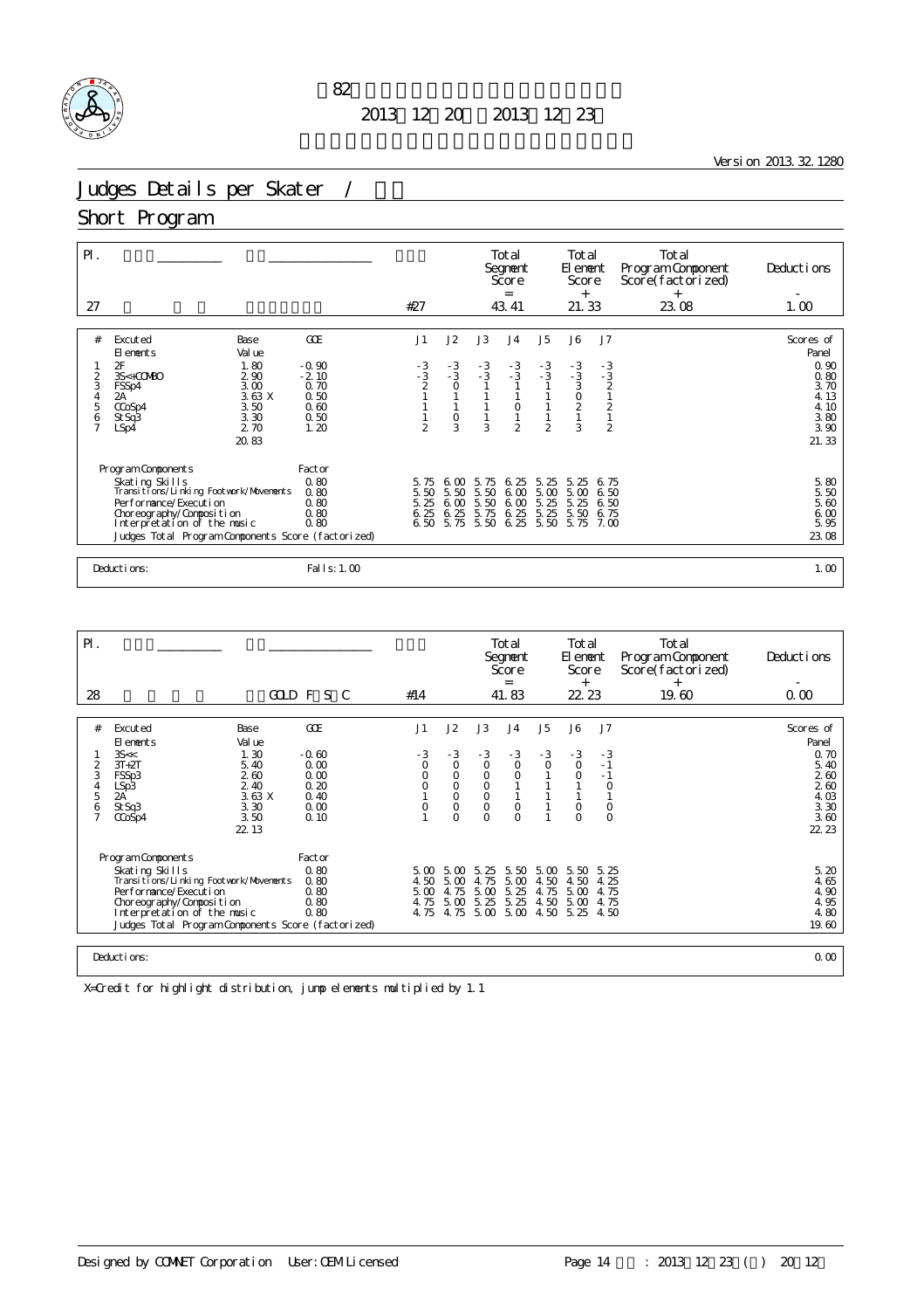# 第82回全日本フィギュアスケート選手権大会

2013年12月20日～2013年12月23日

Version 2013.32.1280

## Judges Details per Skater / 女子

### Short Program

| Pl. | Name | Nation | Starting Number | Total Segment Score = | Total Element Score + | Total Program Component Score (factorized) + | Deductions - |
|---|---|---|---|---|---|---|---|
| 27 | | | #27 | 43.41 | 21.33 | 23.08 | 1.00 |

| # | Executed Elements | Base Value | GOE | J1 | J2 | J3 | J4 | J5 | J6 | J7 | Scores of Panel |
|---|---|---|---|---|---|---|---|---|---|---|---|
| 1 | 2F | 1.80 | -0.90 | -3 | -3 | -3 | -3 | -3 | -3 | -3 | 0.90 |
| 2 | 3S<+COMBO | 2.90 | -2.10 | -3 | -3 | -3 | -3 | -3 | -3 | -3 | 0.80 |
| 3 | FSSp4 | 3.00 | 0.70 | 2 | 0 | 1 | 1 | 1 | 3 | 2 | 3.70 |
| 4 | 2A | 3.63 X | 0.50 | 1 | 1 | 1 | 1 | 1 | 0 | 1 | 4.13 |
| 5 | CCoSp4 | 3.50 | 0.60 | 1 | 1 | 1 | 0 | 1 | 2 | 2 | 4.10 |
| 6 | StSq3 | 3.30 | 0.50 | 1 | 0 | 1 | 1 | 1 | 1 | 1 | 3.80 |
| 7 | LSp4 | 2.70 | 1.20 | 2 | 3 | 3 | 2 | 2 | 3 | 2 | 3.90 |
| | | 20.83 | | | | | | | | | 21.33 |

| Program Components | Factor | J1 | J2 | J3 | J4 | J5 | J6 | J7 | |
|---|---|---|---|---|---|---|---|---|---|
| Skating Skills | 0.80 | 5.75 | 6.00 | 5.75 | 6.25 | 5.25 | 5.25 | 6.75 | 5.80 |
| Transitions/Linking Footwork/Movements | 0.80 | 5.50 | 5.50 | 5.50 | 6.00 | 5.00 | 5.00 | 6.50 | 5.50 |
| Performance/Execution | 0.80 | 5.25 | 6.00 | 5.50 | 6.00 | 5.25 | 5.25 | 6.50 | 5.60 |
| Choreography/Composition | 0.80 | 6.25 | 6.25 | 5.75 | 6.25 | 5.25 | 5.50 | 6.75 | 6.00 |
| Interpretation of the music | 0.80 | 6.50 | 5.75 | 5.50 | 6.25 | 5.50 | 5.75 | 7.00 | 5.95 |
| Judges Total Program Components Score (factorized) | | | | | | | | | 23.08 |

Deductions: Falls: 1.00 — 1.00

| Pl. | Name | Nation | Starting Number | Total Segment Score = | Total Element Score + | Total Program Component Score (factorized) + | Deductions - |
|---|---|---|---|---|---|---|---|
| 28 | | GOLD F S C | #14 | 41.83 | 22.23 | 19.60 | 0.00 |

| # | Executed Elements | Base Value | GOE | J1 | J2 | J3 | J4 | J5 | J6 | J7 | Scores of Panel |
|---|---|---|---|---|---|---|---|---|---|---|---|
| 1 | 3S<< | 1.30 | -0.60 | -3 | -3 | -3 | -3 | -3 | -3 | -3 | 0.70 |
| 2 | 3T+2T | 5.40 | 0.00 | 0 | 0 | 0 | 0 | 0 | 0 | -1 | 5.40 |
| 3 | FSSp3 | 2.60 | 0.00 | 0 | 0 | 0 | 0 | 1 | 0 | -1 | 2.60 |
| 4 | LSp3 | 2.40 | 0.20 | 0 | 0 | 0 | 1 | 1 | 1 | 0 | 2.60 |
| 5 | 2A | 3.63 X | 0.40 | 1 | 0 | 0 | 1 | 1 | 1 | 1 | 4.03 |
| 6 | StSq3 | 3.30 | 0.00 | 0 | 0 | 0 | 0 | 1 | 0 | 0 | 3.30 |
| 7 | CCoSp4 | 3.50 | 0.10 | 1 | 0 | 0 | 0 | 1 | 0 | 0 | 3.60 |
| | | 22.13 | | | | | | | | | 22.23 |

| Program Components | Factor | J1 | J2 | J3 | J4 | J5 | J6 | J7 | |
|---|---|---|---|---|---|---|---|---|---|
| Skating Skills | 0.80 | 5.00 | 5.00 | 5.25 | 5.50 | 5.00 | 5.50 | 5.25 | 5.20 |
| Transitions/Linking Footwork/Movements | 0.80 | 4.50 | 5.00 | 4.75 | 5.00 | 4.50 | 4.50 | 4.25 | 4.65 |
| Performance/Execution | 0.80 | 5.00 | 4.75 | 5.00 | 5.25 | 4.75 | 5.00 | 4.75 | 4.90 |
| Choreography/Composition | 0.80 | 4.75 | 5.00 | 5.25 | 5.25 | 4.50 | 5.00 | 4.75 | 4.95 |
| Interpretation of the music | 0.80 | 4.75 | 4.75 | 5.00 | 5.00 | 4.50 | 5.25 | 4.50 | 4.80 |
| Judges Total Program Components Score (factorized) | | | | | | | | | 19.60 |

Deductions: 0.00

X=Credit for highlight distribution, jump elements multiplied by 1.1

Designed by COMNET Corporation User: OEM Licensed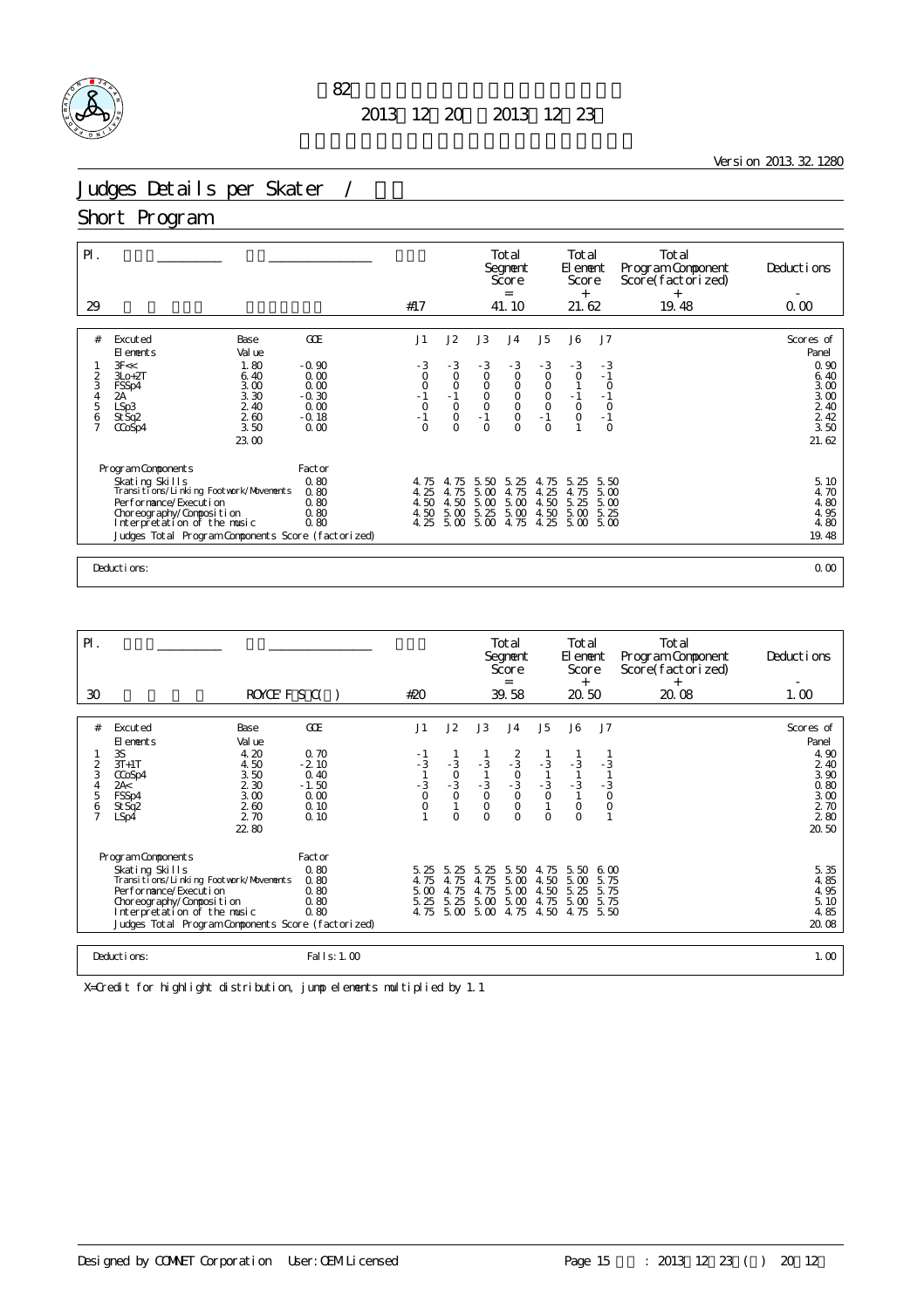第82回全日本フィギュアスケート選手権大会
2013年12月20日～2013年12月23日

Version 2013.32.1280

# Judges Details per Skater / 女子

## Short Program

| Pl. | | | | Total Segment Score = | Total Element Score + | Total Program Component Score (factorized) + | Deductions - |
|---|---|---|---|---|---|---|---|
| 29 | | | #17 | 41.10 | 21.62 | 19.48 | 0.00 |

| # | Excuted Elements | Base Value | GOE | J1 | J2 | J3 | J4 | J5 | J6 | J7 | Scores of Panel |
|---|---|---|---|---|---|---|---|---|---|---|---|
| 1 | 3F<< | 1.80 | -0.90 | -3 | -3 | -3 | -3 | -3 | -3 | -3 | 0.90 |
| 2 | 3Lo+2T | 6.40 | 0.00 | 0 | 0 | 0 | 0 | 0 | 0 | -1 | 6.40 |
| 3 | FSSp4 | 3.00 | 0.00 | 0 | 0 | 0 | 0 | 0 | 1 | 0 | 3.00 |
| 4 | 2A | 3.30 | -0.30 | -1 | -1 | 0 | 0 | 0 | -1 | -1 | 3.00 |
| 5 | LSp3 | 2.40 | 0.00 | 0 | 0 | 0 | 0 | 0 | 0 | 0 | 2.40 |
| 6 | StSq2 | 2.60 | -0.18 | -1 | 0 | -1 | 0 | -1 | 0 | -1 | 2.42 |
| 7 | CCoSp4 | 3.50 | 0.00 | 0 | 0 | 0 | 0 | 0 | 1 | 0 | 3.50 |
| | | 23.00 | | | | | | | | | 21.62 |

| Program Components | Factor | J1 | J2 | J3 | J4 | J5 | J6 | J7 | |
|---|---|---|---|---|---|---|---|---|---|
| Skating Skills | 0.80 | 4.75 | 4.75 | 5.50 | 5.25 | 4.75 | 5.25 | 5.50 | 5.10 |
| Transitions/Linking Footwork/Movements | 0.80 | 4.25 | 4.75 | 5.00 | 4.75 | 4.25 | 4.75 | 5.00 | 4.70 |
| Performance/Execution | 0.80 | 4.50 | 4.50 | 5.00 | 5.00 | 4.50 | 5.25 | 5.00 | 4.80 |
| Choreography/Composition | 0.80 | 4.50 | 5.00 | 5.25 | 5.00 | 4.50 | 5.00 | 5.25 | 4.95 |
| Interpretation of the music | 0.80 | 4.25 | 5.00 | 5.00 | 4.75 | 4.25 | 5.00 | 5.00 | 4.80 |
| Judges Total Program Components Score (factorized) | | | | | | | | | 19.48 |

Deductions: 0.00

| Pl. | | | | Total Segment Score = | Total Element Score + | Total Program Component Score (factorized) + | Deductions - |
|---|---|---|---|---|---|---|---|
| 30 | | ROYCE F S C( ) | #20 | 39.58 | 20.50 | 20.08 | 1.00 |

| # | Excuted Elements | Base Value | GOE | J1 | J2 | J3 | J4 | J5 | J6 | J7 | Scores of Panel |
|---|---|---|---|---|---|---|---|---|---|---|---|
| 1 | 3S | 4.20 | 0.70 | -1 | 1 | 1 | 2 | 1 | 1 | 1 | 4.90 |
| 2 | 3T+1T | 4.50 | -2.10 | -3 | -3 | -3 | -3 | -3 | -3 | -3 | 2.40 |
| 3 | CCoSp4 | 3.50 | 0.40 | 1 | 0 | 1 | 0 | 1 | 1 | 1 | 3.90 |
| 4 | 2A< | 2.30 | -1.50 | -3 | -3 | -3 | -3 | -3 | -3 | -3 | 0.80 |
| 5 | FSSp4 | 3.00 | 0.00 | 0 | 0 | 0 | 0 | 0 | 1 | 0 | 3.00 |
| 6 | StSq2 | 2.60 | 0.10 | 0 | 1 | 0 | 0 | 1 | 0 | 0 | 2.70 |
| 7 | LSp4 | 2.70 | 0.10 | 1 | 0 | 0 | 0 | 0 | 0 | 1 | 2.80 |
| | | 22.80 | | | | | | | | | 20.50 |

| Program Components | Factor | J1 | J2 | J3 | J4 | J5 | J6 | J7 | |
|---|---|---|---|---|---|---|---|---|---|
| Skating Skills | 0.80 | 5.25 | 5.25 | 5.25 | 5.50 | 4.75 | 5.50 | 6.00 | 5.35 |
| Transitions/Linking Footwork/Movements | 0.80 | 4.75 | 4.75 | 4.75 | 5.00 | 4.50 | 5.00 | 5.75 | 4.85 |
| Performance/Execution | 0.80 | 5.00 | 4.75 | 4.75 | 5.00 | 4.50 | 5.25 | 5.75 | 4.95 |
| Choreography/Composition | 0.80 | 5.25 | 5.25 | 5.00 | 5.00 | 4.75 | 5.00 | 5.75 | 5.10 |
| Interpretation of the music | 0.80 | 4.75 | 5.00 | 5.00 | 4.75 | 4.50 | 4.75 | 5.50 | 4.85 |
| Judges Total Program Components Score (factorized) | | | | | | | | | 20.08 |

Deductions: Falls: 1.00 — 1.00

X=Credit for highlight distribution, jump elements multiplied by 1.1